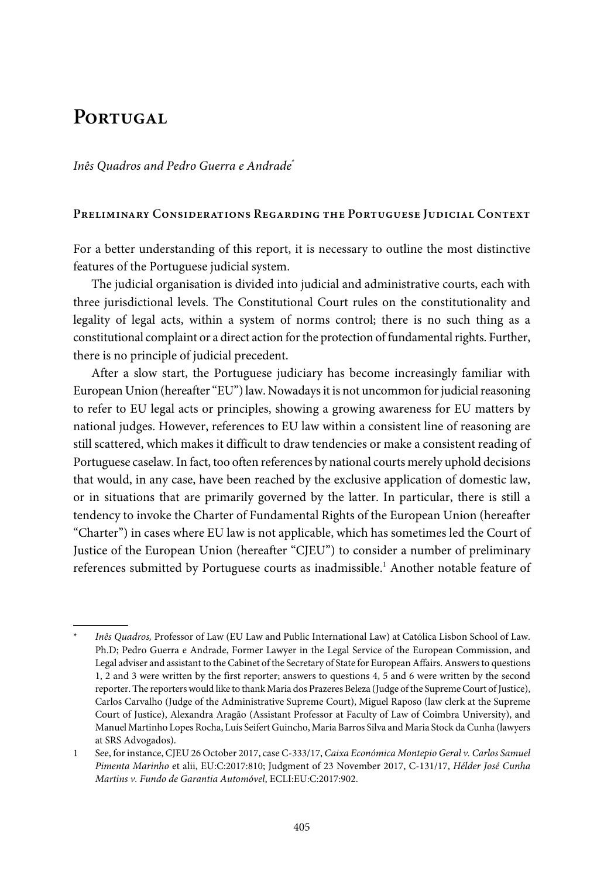# Portugal

*Inês Quadros and Pedro Guerra e Andrade*[*]

## Preliminary Considerations Regarding the Portuguese Judicial Context

For a better understanding of this report, it is necessary to outline the most distinctive features of the Portuguese judicial system.

The judicial organisation is divided into judicial and administrative courts, each with three jurisdictional levels. The Constitutional Court rules on the constitutionality and legality of legal acts, within a system of norms control; there is no such thing as a constitutional complaint or a direct action for the protection of fundamental rights. Further, there is no principle of judicial precedent.

After a slow start, the Portuguese judiciary has become increasingly familiar with European Union (hereafter "EU") law. Nowadays it is not uncommon for judicial reasoning to refer to EU legal acts or principles, showing a growing awareness for EU matters by national judges. However, references to EU law within a consistent line of reasoning are still scattered, which makes it difficult to draw tendencies or make a consistent reading of Portuguese caselaw. In fact, too often references by national courts merely uphold decisions that would, in any case, have been reached by the exclusive application of domestic law, or in situations that are primarily governed by the latter. In particular, there is still a tendency to invoke the Charter of Fundamental Rights of the European Union (hereafter "Charter") in cases where EU law is not applicable, which has sometimes led the Court of Justice of the European Union (hereafter "CJEU") to consider a number of preliminary references submitted by Portuguese courts as inadmissible.[1] Another notable feature of

---

[*] *Inês Quadros,* Professor of Law (EU Law and Public International Law) at Católica Lisbon School of Law. Ph.D; Pedro Guerra e Andrade, Former Lawyer in the Legal Service of the European Commission, and Legal adviser and assistant to the Cabinet of the Secretary of State for European Affairs. Answers to questions 1, 2 and 3 were written by the first reporter; answers to questions 4, 5 and 6 were written by the second reporter. The reporters would like to thank Maria dos Prazeres Beleza (Judge of the Supreme Court of Justice), Carlos Carvalho (Judge of the Administrative Supreme Court), Miguel Raposo (law clerk at the Supreme Court of Justice), Alexandra Aragão (Assistant Professor at Faculty of Law of Coimbra University), and Manuel Martinho Lopes Rocha, Luís Seifert Guincho, Maria Barros Silva and Maria Stock da Cunha (lawyers at SRS Advogados).

[1] See, for instance, CJEU 26 October 2017, case C-333/17, *Caixa Económica Montepio Geral v. Carlos Samuel Pimenta Marinho* et alii, EU:C:2017:810; Judgment of 23 November 2017, C-131/17, *Hélder José Cunha Martins v. Fundo de Garantia Automóvel*, ECLI:EU:C:2017:902.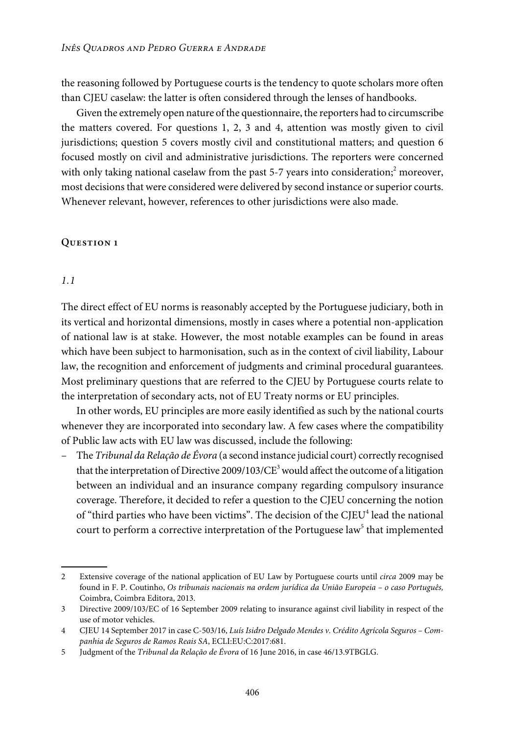the reasoning followed by Portuguese courts is the tendency to quote scholars more often than CJEU caselaw: the latter is often considered through the lenses of handbooks.

Given the extremely open nature of the questionnaire, the reporters had to circumscribe the matters covered. For questions 1, 2, 3 and 4, attention was mostly given to civil jurisdictions; question 5 covers mostly civil and constitutional matters; and question 6 focused mostly on civil and administrative jurisdictions. The reporters were concerned with only taking national caselaw from the past 5-7 years into consideration;[2] moreover, most decisions that were considered were delivered by second instance or superior courts. Whenever relevant, however, references to other jurisdictions were also made.

## Question 1

### *1.1*

The direct effect of EU norms is reasonably accepted by the Portuguese judiciary, both in its vertical and horizontal dimensions, mostly in cases where a potential non-application of national law is at stake. However, the most notable examples can be found in areas which have been subject to harmonisation, such as in the context of civil liability, Labour law, the recognition and enforcement of judgments and criminal procedural guarantees. Most preliminary questions that are referred to the CJEU by Portuguese courts relate to the interpretation of secondary acts, not of EU Treaty norms or EU principles.

In other words, EU principles are more easily identified as such by the national courts whenever they are incorporated into secondary law. A few cases where the compatibility of Public law acts with EU law was discussed, include the following:

– The *Tribunal da Relação de Évora* (a second instance judicial court) correctly recognised that the interpretation of Directive 2009/103/CE[3] would affect the outcome of a litigation between an individual and an insurance company regarding compulsory insurance coverage. Therefore, it decided to refer a question to the CJEU concerning the notion of "third parties who have been victims". The decision of the CJEU[4] lead the national court to perform a corrective interpretation of the Portuguese law[5] that implemented

---

2 Extensive coverage of the national application of EU Law by Portuguese courts until *circa* 2009 may be found in F. P. Coutinho, *Os tribunais nacionais na ordem jurídica da União Europeia – o caso Português,* Coimbra, Coimbra Editora, 2013.

3 Directive 2009/103/EC of 16 September 2009 relating to insurance against civil liability in respect of the use of motor vehicles.

4 CJEU 14 September 2017 in case C-503/16, *Luís Isidro Delgado Mendes v. Crédito Agrícola Seguros – Companhia de Seguros de Ramos Reais SA*, ECLI:EU:C:2017:681.

5 Judgment of the *Tribunal da Relação de Évora* of 16 June 2016, in case 46/13.9TBGLG.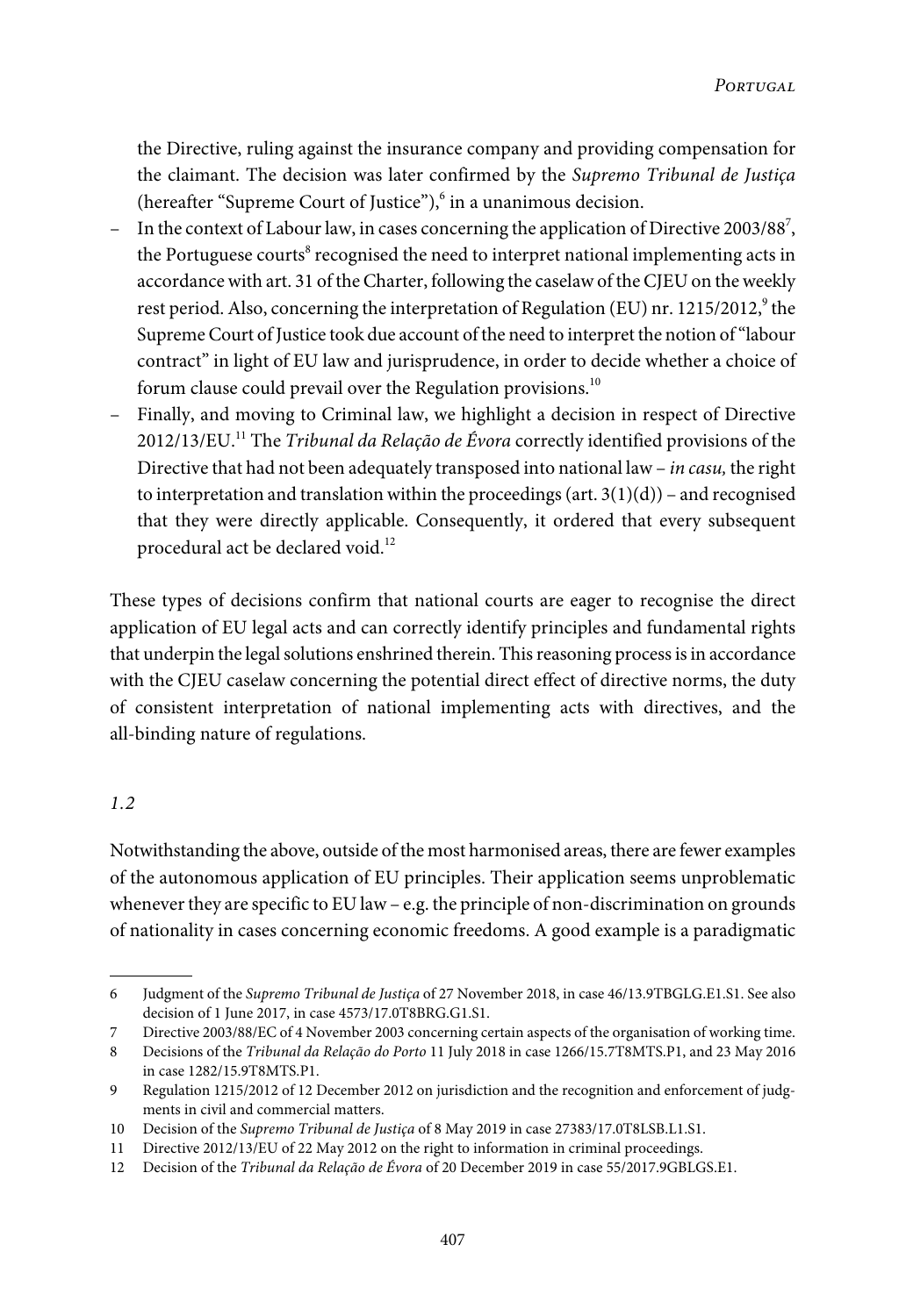the Directive, ruling against the insurance company and providing compensation for the claimant. The decision was later confirmed by the *Supremo Tribunal de Justiça* (hereafter "Supreme Court of Justice"),[6] in a unanimous decision.

- In the context of Labour law, in cases concerning the application of Directive 2003/88[7], the Portuguese courts[8] recognised the need to interpret national implementing acts in accordance with art. 31 of the Charter, following the caselaw of the CJEU on the weekly rest period. Also, concerning the interpretation of Regulation (EU) nr. 1215/2012,[9] the Supreme Court of Justice took due account of the need to interpret the notion of "labour contract" in light of EU law and jurisprudence, in order to decide whether a choice of forum clause could prevail over the Regulation provisions.[10]
- Finally, and moving to Criminal law, we highlight a decision in respect of Directive 2012/13/EU.[11] The *Tribunal da Relação de Évora* correctly identified provisions of the Directive that had not been adequately transposed into national law – *in casu,* the right to interpretation and translation within the proceedings (art. 3(1)(d)) – and recognised that they were directly applicable. Consequently, it ordered that every subsequent procedural act be declared void.[12]

These types of decisions confirm that national courts are eager to recognise the direct application of EU legal acts and can correctly identify principles and fundamental rights that underpin the legal solutions enshrined therein. This reasoning process is in accordance with the CJEU caselaw concerning the potential direct effect of directive norms, the duty of consistent interpretation of national implementing acts with directives, and the all-binding nature of regulations.

### *1.2*

Notwithstanding the above, outside of the most harmonised areas, there are fewer examples of the autonomous application of EU principles. Their application seems unproblematic whenever they are specific to EU law – e.g. the principle of non-discrimination on grounds of nationality in cases concerning economic freedoms. A good example is a paradigmatic

---

6 Judgment of the *Supremo Tribunal de Justiça* of 27 November 2018, in case 46/13.9TBGLG.E1.S1. See also decision of 1 June 2017, in case 4573/17.0T8BRG.G1.S1.

7 Directive 2003/88/EC of 4 November 2003 concerning certain aspects of the organisation of working time.

8 Decisions of the *Tribunal da Relação do Porto* 11 July 2018 in case 1266/15.7T8MTS.P1, and 23 May 2016 in case 1282/15.9T8MTS.P1.

9 Regulation 1215/2012 of 12 December 2012 on jurisdiction and the recognition and enforcement of judgments in civil and commercial matters.

10 Decision of the *Supremo Tribunal de Justiça* of 8 May 2019 in case 27383/17.0T8LSB.L1.S1.

11 Directive 2012/13/EU of 22 May 2012 on the right to information in criminal proceedings.

12 Decision of the *Tribunal da Relação de Évora* of 20 December 2019 in case 55/2017.9GBLGS.E1.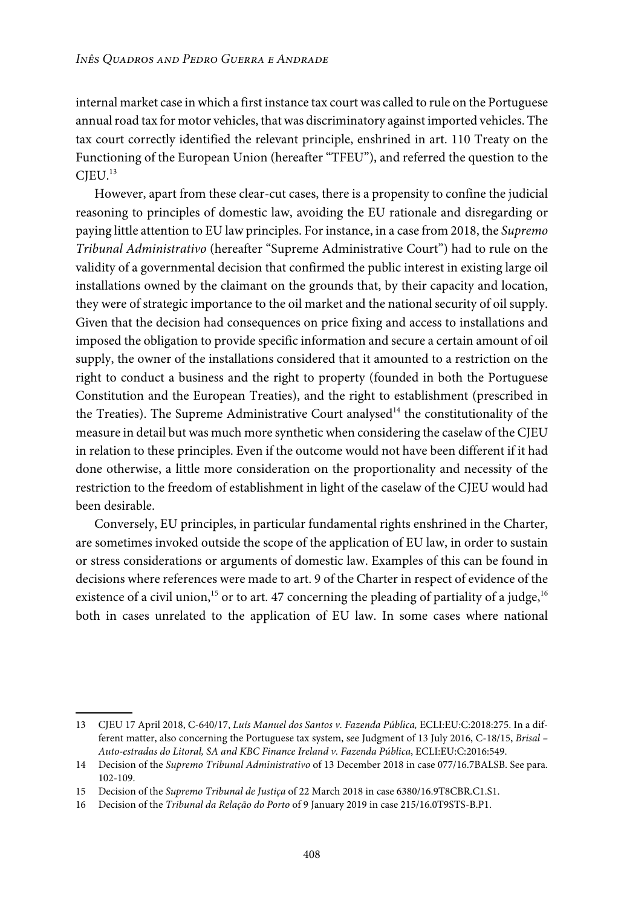internal market case in which a first instance tax court was called to rule on the Portuguese annual road tax for motor vehicles, that was discriminatory against imported vehicles. The tax court correctly identified the relevant principle, enshrined in art. 110 Treaty on the Functioning of the European Union (hereafter "TFEU"), and referred the question to the CJEU.[13]

However, apart from these clear-cut cases, there is a propensity to confine the judicial reasoning to principles of domestic law, avoiding the EU rationale and disregarding or paying little attention to EU law principles. For instance, in a case from 2018, the *Supremo Tribunal Administrativo* (hereafter "Supreme Administrative Court") had to rule on the validity of a governmental decision that confirmed the public interest in existing large oil installations owned by the claimant on the grounds that, by their capacity and location, they were of strategic importance to the oil market and the national security of oil supply. Given that the decision had consequences on price fixing and access to installations and imposed the obligation to provide specific information and secure a certain amount of oil supply, the owner of the installations considered that it amounted to a restriction on the right to conduct a business and the right to property (founded in both the Portuguese Constitution and the European Treaties), and the right to establishment (prescribed in the Treaties). The Supreme Administrative Court analysed[14] the constitutionality of the measure in detail but was much more synthetic when considering the caselaw of the CJEU in relation to these principles. Even if the outcome would not have been different if it had done otherwise, a little more consideration on the proportionality and necessity of the restriction to the freedom of establishment in light of the caselaw of the CJEU would had been desirable.

Conversely, EU principles, in particular fundamental rights enshrined in the Charter, are sometimes invoked outside the scope of the application of EU law, in order to sustain or stress considerations or arguments of domestic law. Examples of this can be found in decisions where references were made to art. 9 of the Charter in respect of evidence of the existence of a civil union,[15] or to art. 47 concerning the pleading of partiality of a judge,[16] both in cases unrelated to the application of EU law. In some cases where national

---

13 CJEU 17 April 2018, C-640/17, *Luís Manuel dos Santos v. Fazenda Pública,* ECLI:EU:C:2018:275. In a different matter, also concerning the Portuguese tax system, see Judgment of 13 July 2016, C-18/15, *Brisal – Auto-estradas do Litoral, SA and KBC Finance Ireland v. Fazenda Pública*, ECLI:EU:C:2016:549.

14 Decision of the *Supremo Tribunal Administrativo* of 13 December 2018 in case 077/16.7BALSB. See para. 102-109.

15 Decision of the *Supremo Tribunal de Justiça* of 22 March 2018 in case 6380/16.9T8CBR.C1.S1.

16 Decision of the *Tribunal da Relação do Porto* of 9 January 2019 in case 215/16.0T9STS-B.P1.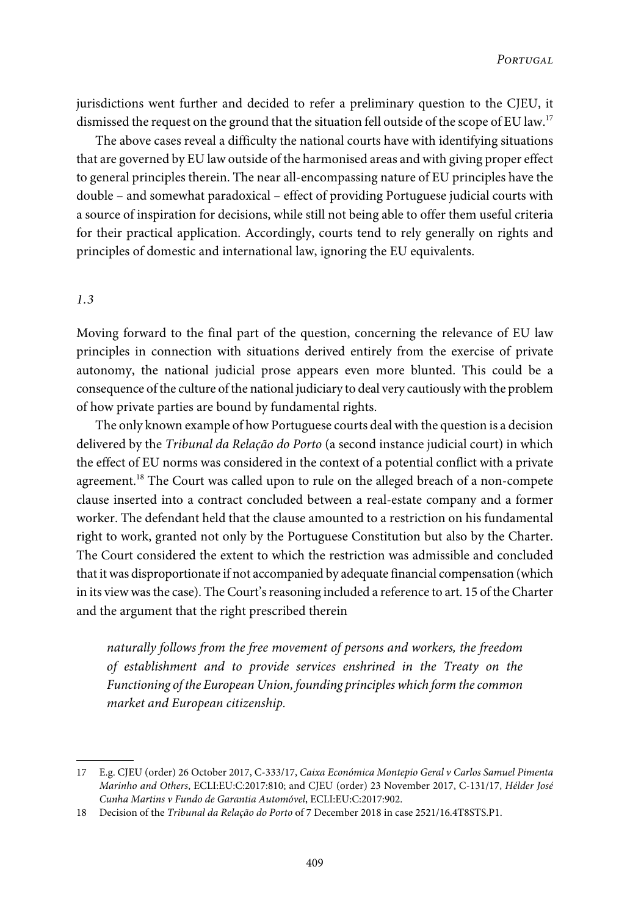jurisdictions went further and decided to refer a preliminary question to the CJEU, it dismissed the request on the ground that the situation fell outside of the scope of EU law.[17]

The above cases reveal a difficulty the national courts have with identifying situations that are governed by EU law outside of the harmonised areas and with giving proper effect to general principles therein. The near all-encompassing nature of EU principles have the double – and somewhat paradoxical – effect of providing Portuguese judicial courts with a source of inspiration for decisions, while still not being able to offer them useful criteria for their practical application. Accordingly, courts tend to rely generally on rights and principles of domestic and international law, ignoring the EU equivalents.

### *1.3*

Moving forward to the final part of the question, concerning the relevance of EU law principles in connection with situations derived entirely from the exercise of private autonomy, the national judicial prose appears even more blunted. This could be a consequence of the culture of the national judiciary to deal very cautiously with the problem of how private parties are bound by fundamental rights.

The only known example of how Portuguese courts deal with the question is a decision delivered by the *Tribunal da Relação do Porto* (a second instance judicial court) in which the effect of EU norms was considered in the context of a potential conflict with a private agreement.[18] The Court was called upon to rule on the alleged breach of a non-compete clause inserted into a contract concluded between a real-estate company and a former worker. The defendant held that the clause amounted to a restriction on his fundamental right to work, granted not only by the Portuguese Constitution but also by the Charter. The Court considered the extent to which the restriction was admissible and concluded that it was disproportionate if not accompanied by adequate financial compensation (which in its view was the case). The Court's reasoning included a reference to art. 15 of the Charter and the argument that the right prescribed therein

> *naturally follows from the free movement of persons and workers, the freedom of establishment and to provide services enshrined in the Treaty on the Functioning of the European Union, founding principles which form the common market and European citizenship.*

---

17 E.g. CJEU (order) 26 October 2017, C-333/17, *Caixa Económica Montepio Geral v Carlos Samuel Pimenta Marinho and Others*, ECLI:EU:C:2017:810; and CJEU (order) 23 November 2017, C-131/17, *Hélder José Cunha Martins v Fundo de Garantia Automóvel*, ECLI:EU:C:2017:902.

18 Decision of the *Tribunal da Relação do Porto* of 7 December 2018 in case 2521/16.4T8STS.P1.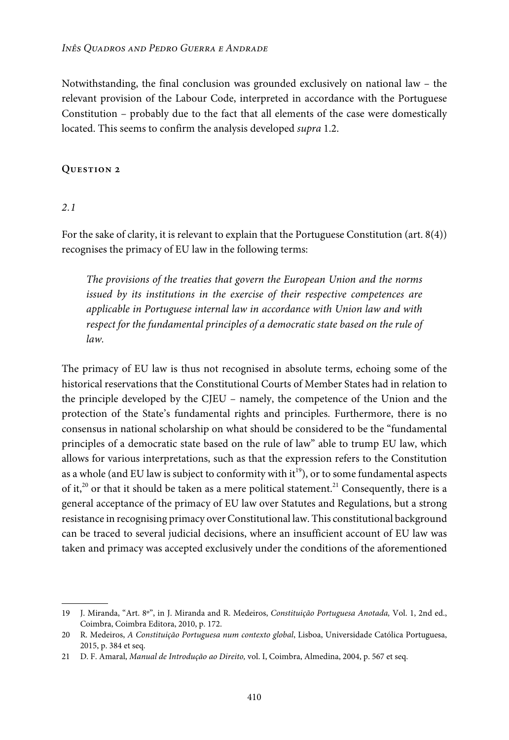Notwithstanding, the final conclusion was grounded exclusively on national law – the relevant provision of the Labour Code, interpreted in accordance with the Portuguese Constitution – probably due to the fact that all elements of the case were domestically located. This seems to confirm the analysis developed *supra* 1.2.

## Question 2

### 2.1

For the sake of clarity, it is relevant to explain that the Portuguese Constitution (art. 8(4)) recognises the primacy of EU law in the following terms:

> *The provisions of the treaties that govern the European Union and the norms issued by its institutions in the exercise of their respective competences are applicable in Portuguese internal law in accordance with Union law and with respect for the fundamental principles of a democratic state based on the rule of law.*

The primacy of EU law is thus not recognised in absolute terms, echoing some of the historical reservations that the Constitutional Courts of Member States had in relation to the principle developed by the CJEU – namely, the competence of the Union and the protection of the State's fundamental rights and principles. Furthermore, there is no consensus in national scholarship on what should be considered to be the "fundamental principles of a democratic state based on the rule of law" able to trump EU law, which allows for various interpretations, such as that the expression refers to the Constitution as a whole (and EU law is subject to conformity with it[19]), or to some fundamental aspects of it,[20] or that it should be taken as a mere political statement.[21] Consequently, there is a general acceptance of the primacy of EU law over Statutes and Regulations, but a strong resistance in recognising primacy over Constitutional law. This constitutional background can be traced to several judicial decisions, where an insufficient account of EU law was taken and primacy was accepted exclusively under the conditions of the aforementioned

---

19 J. Miranda, "Art. 8º", in J. Miranda and R. Medeiros, *Constituição Portuguesa Anotada,* Vol. 1, 2nd ed., Coimbra, Coimbra Editora, 2010, p. 172.

20 R. Medeiros, *A Constituição Portuguesa num contexto global*, Lisboa, Universidade Católica Portuguesa, 2015, p. 384 et seq.

21 D. F. Amaral, *Manual de Introdução ao Direito,* vol. I, Coimbra, Almedina, 2004, p. 567 et seq.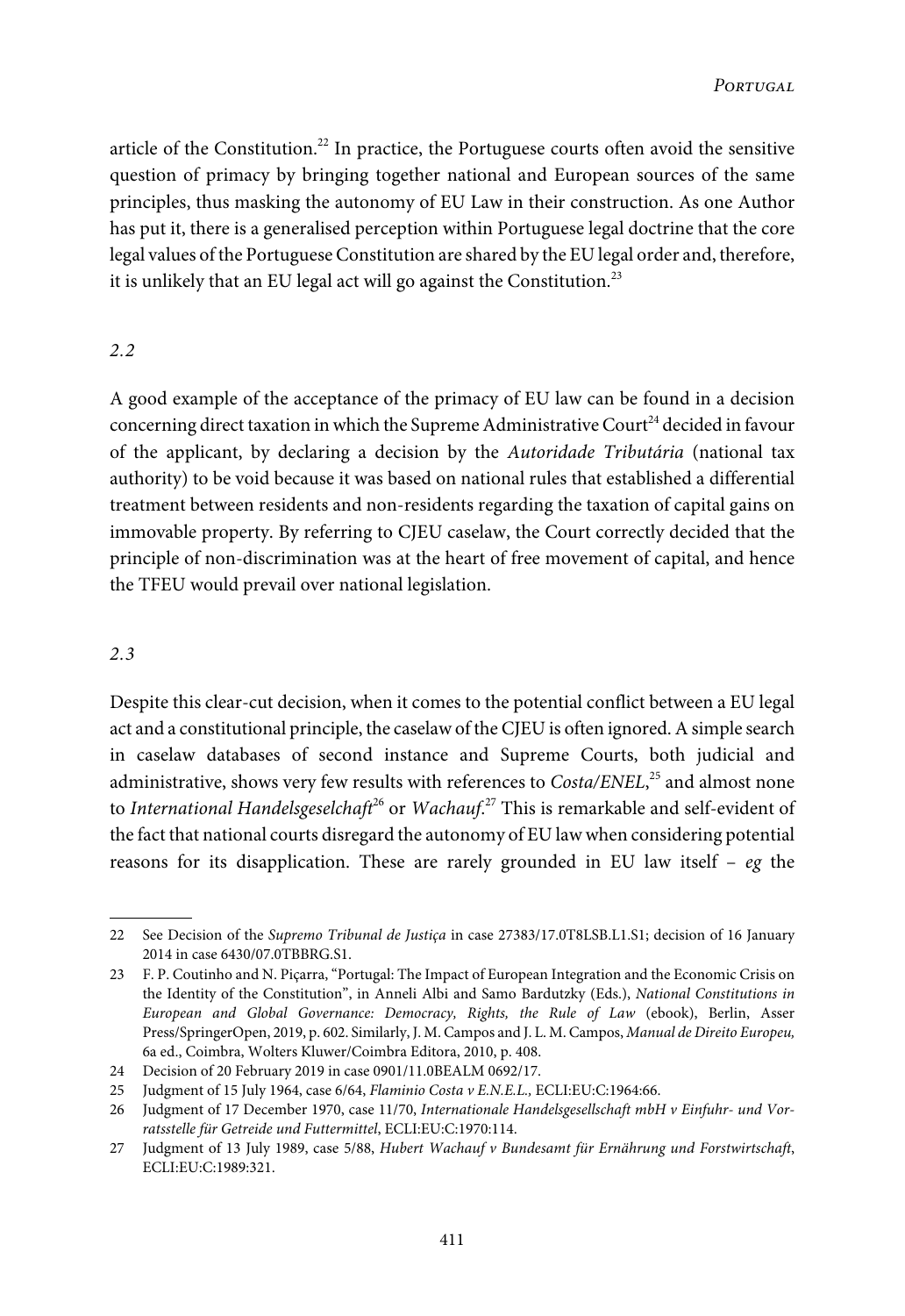article of the Constitution.[22] In practice, the Portuguese courts often avoid the sensitive question of primacy by bringing together national and European sources of the same principles, thus masking the autonomy of EU Law in their construction. As one Author has put it, there is a generalised perception within Portuguese legal doctrine that the core legal values of the Portuguese Constitution are shared by the EU legal order and, therefore, it is unlikely that an EU legal act will go against the Constitution.[23]

### *2.2*

A good example of the acceptance of the primacy of EU law can be found in a decision concerning direct taxation in which the Supreme Administrative Court[24] decided in favour of the applicant, by declaring a decision by the *Autoridade Tributária* (national tax authority) to be void because it was based on national rules that established a differential treatment between residents and non-residents regarding the taxation of capital gains on immovable property. By referring to CJEU caselaw, the Court correctly decided that the principle of non-discrimination was at the heart of free movement of capital, and hence the TFEU would prevail over national legislation.

### *2.3*

Despite this clear-cut decision, when it comes to the potential conflict between a EU legal act and a constitutional principle, the caselaw of the CJEU is often ignored. A simple search in caselaw databases of second instance and Supreme Courts, both judicial and administrative, shows very few results with references to *Costa/ENEL*,[25] and almost none to *International Handelsgeselchaft*[26] or *Wachauf*.[27] This is remarkable and self-evident of the fact that national courts disregard the autonomy of EU law when considering potential reasons for its disapplication. These are rarely grounded in EU law itself – *eg* the

---

22 See Decision of the *Supremo Tribunal de Justiça* in case 27383/17.0T8LSB.L1.S1; decision of 16 January 2014 in case 6430/07.0TBBRG.S1.

23 F. P. Coutinho and N. Piçarra, "Portugal: The Impact of European Integration and the Economic Crisis on the Identity of the Constitution", in Anneli Albi and Samo Bardutzky (Eds.), *National Constitutions in European and Global Governance: Democracy, Rights, the Rule of Law* (ebook), Berlin, Asser Press/SpringerOpen, 2019, p. 602. Similarly, J. M. Campos and J. L. M. Campos, *Manual de Direito Europeu,* 6a ed., Coimbra, Wolters Kluwer/Coimbra Editora, 2010, p. 408.

24 Decision of 20 February 2019 in case 0901/11.0BEALM 0692/17.

25 Judgment of 15 July 1964, case 6/64, *Flaminio Costa v E.N.E.L.,* ECLI:EU:C:1964:66.

26 Judgment of 17 December 1970, case 11/70, *Internationale Handelsgesellschaft mbH v Einfuhr- und Vorratsstelle für Getreide und Futtermittel*, ECLI:EU:C:1970:114.

27 Judgment of 13 July 1989, case 5/88, *Hubert Wachauf v Bundesamt für Ernährung und Forstwirtschaft*, ECLI:EU:C:1989:321.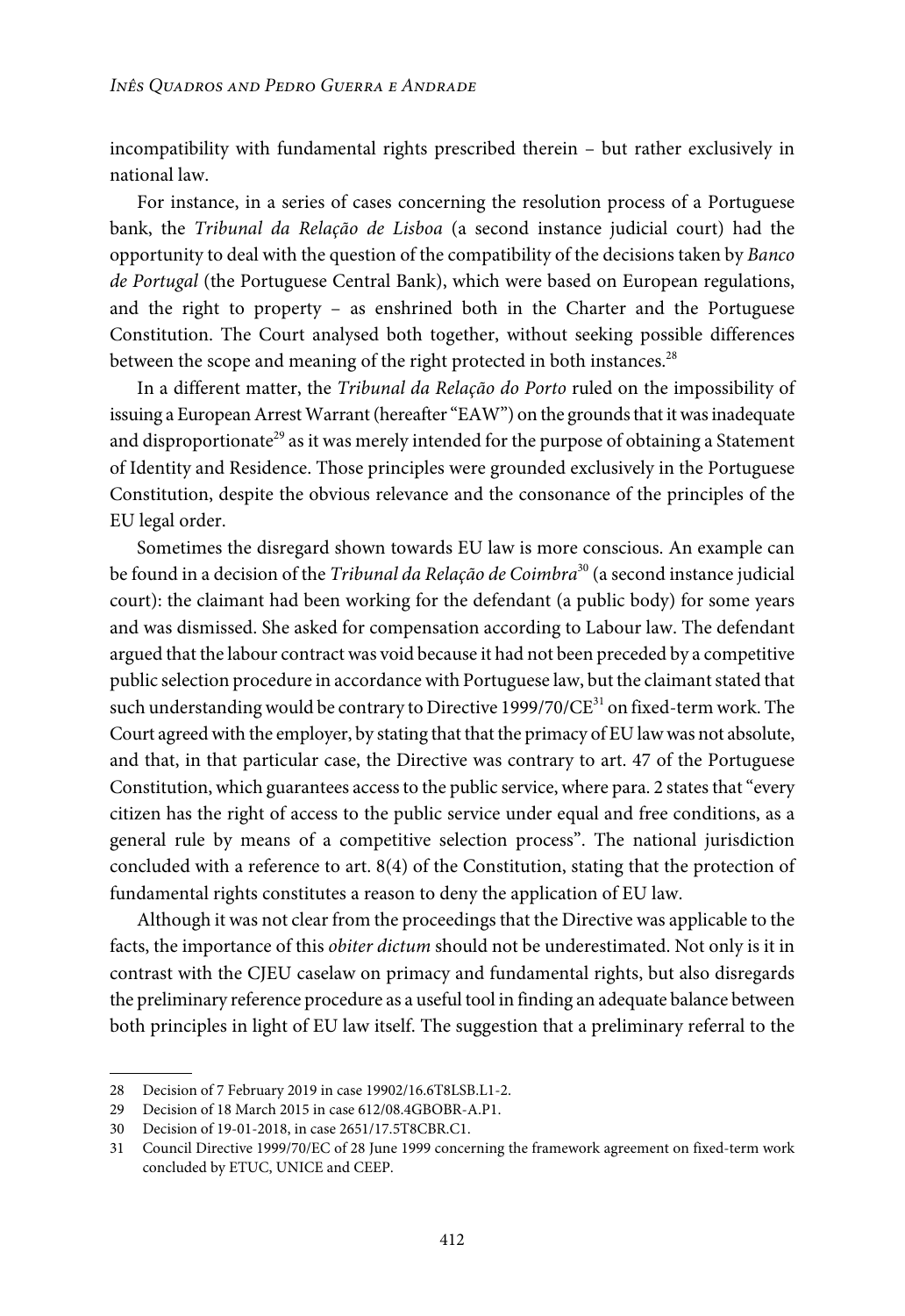incompatibility with fundamental rights prescribed therein – but rather exclusively in national law.

For instance, in a series of cases concerning the resolution process of a Portuguese bank, the *Tribunal da Relação de Lisboa* (a second instance judicial court) had the opportunity to deal with the question of the compatibility of the decisions taken by *Banco de Portugal* (the Portuguese Central Bank), which were based on European regulations, and the right to property – as enshrined both in the Charter and the Portuguese Constitution. The Court analysed both together, without seeking possible differences between the scope and meaning of the right protected in both instances.[28]

In a different matter, the *Tribunal da Relação do Porto* ruled on the impossibility of issuing a European Arrest Warrant (hereafter "EAW") on the grounds that it was inadequate and disproportionate[29] as it was merely intended for the purpose of obtaining a Statement of Identity and Residence. Those principles were grounded exclusively in the Portuguese Constitution, despite the obvious relevance and the consonance of the principles of the EU legal order.

Sometimes the disregard shown towards EU law is more conscious. An example can be found in a decision of the *Tribunal da Relação de Coimbra*[30] (a second instance judicial court): the claimant had been working for the defendant (a public body) for some years and was dismissed. She asked for compensation according to Labour law. The defendant argued that the labour contract was void because it had not been preceded by a competitive public selection procedure in accordance with Portuguese law, but the claimant stated that such understanding would be contrary to Directive 1999/70/CE[31] on fixed-term work. The Court agreed with the employer, by stating that that the primacy of EU law was not absolute, and that, in that particular case, the Directive was contrary to art. 47 of the Portuguese Constitution, which guarantees access to the public service, where para. 2 states that "every citizen has the right of access to the public service under equal and free conditions, as a general rule by means of a competitive selection process". The national jurisdiction concluded with a reference to art. 8(4) of the Constitution, stating that the protection of fundamental rights constitutes a reason to deny the application of EU law.

Although it was not clear from the proceedings that the Directive was applicable to the facts, the importance of this *obiter dictum* should not be underestimated. Not only is it in contrast with the CJEU caselaw on primacy and fundamental rights, but also disregards the preliminary reference procedure as a useful tool in finding an adequate balance between both principles in light of EU law itself. The suggestion that a preliminary referral to the

---

28 Decision of 7 February 2019 in case 19902/16.6T8LSB.L1-2.

29 Decision of 18 March 2015 in case 612/08.4GBOBR-A.P1.

30 Decision of 19-01-2018, in case 2651/17.5T8CBR.C1.

31 Council Directive 1999/70/EC of 28 June 1999 concerning the framework agreement on fixed-term work concluded by ETUC, UNICE and CEEP.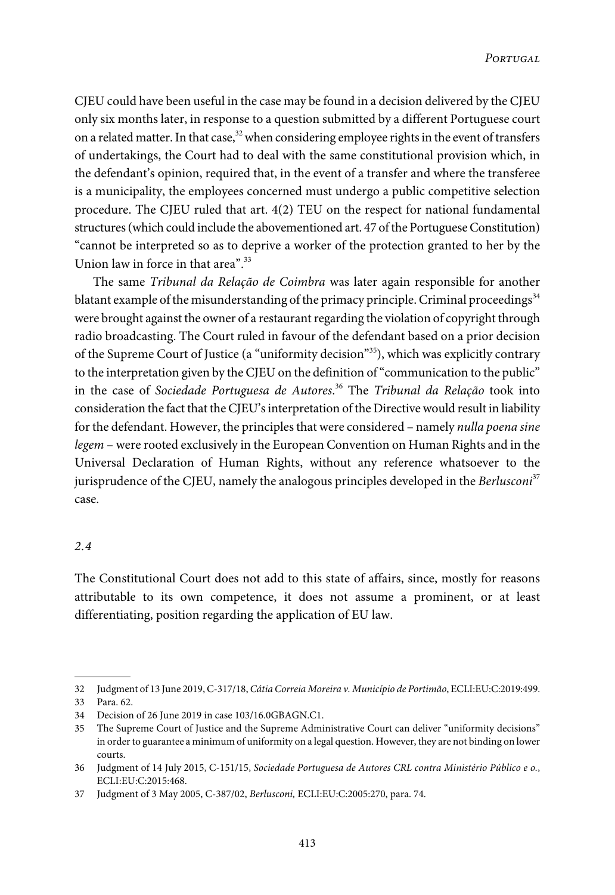CJEU could have been useful in the case may be found in a decision delivered by the CJEU only six months later, in response to a question submitted by a different Portuguese court on a related matter. In that case,[32] when considering employee rights in the event of transfers of undertakings, the Court had to deal with the same constitutional provision which, in the defendant's opinion, required that, in the event of a transfer and where the transferee is a municipality, the employees concerned must undergo a public competitive selection procedure. The CJEU ruled that art. 4(2) TEU on the respect for national fundamental structures (which could include the abovementioned art. 47 of the Portuguese Constitution) "cannot be interpreted so as to deprive a worker of the protection granted to her by the Union law in force in that area".[33]

The same *Tribunal da Relação de Coimbra* was later again responsible for another blatant example of the misunderstanding of the primacy principle. Criminal proceedings[34] were brought against the owner of a restaurant regarding the violation of copyright through radio broadcasting. The Court ruled in favour of the defendant based on a prior decision of the Supreme Court of Justice (a "uniformity decision"[35]), which was explicitly contrary to the interpretation given by the CJEU on the definition of "communication to the public" in the case of *Sociedade Portuguesa de Autores*.[36] The *Tribunal da Relação* took into consideration the fact that the CJEU's interpretation of the Directive would result in liability for the defendant. However, the principles that were considered – namely *nulla poena sine legem* – were rooted exclusively in the European Convention on Human Rights and in the Universal Declaration of Human Rights, without any reference whatsoever to the jurisprudence of the CJEU, namely the analogous principles developed in the *Berlusconi*[37] case.

### *2.4*

The Constitutional Court does not add to this state of affairs, since, mostly for reasons attributable to its own competence, it does not assume a prominent, or at least differentiating, position regarding the application of EU law.

---

32 Judgment of 13 June 2019, C-317/18, *Cátia Correia Moreira v. Município de Portimão*, ECLI:EU:C:2019:499.

33 Para. 62.

34 Decision of 26 June 2019 in case 103/16.0GBAGN.C1.

35 The Supreme Court of Justice and the Supreme Administrative Court can deliver "uniformity decisions" in order to guarantee a minimum of uniformity on a legal question. However, they are not binding on lower courts.

36 Judgment of 14 July 2015, C-151/15, *Sociedade Portuguesa de Autores CRL contra Ministério Público e o.*, ECLI:EU:C:2015:468.

37 Judgment of 3 May 2005, C-387/02, *Berlusconi,* ECLI:EU:C:2005:270, para. 74.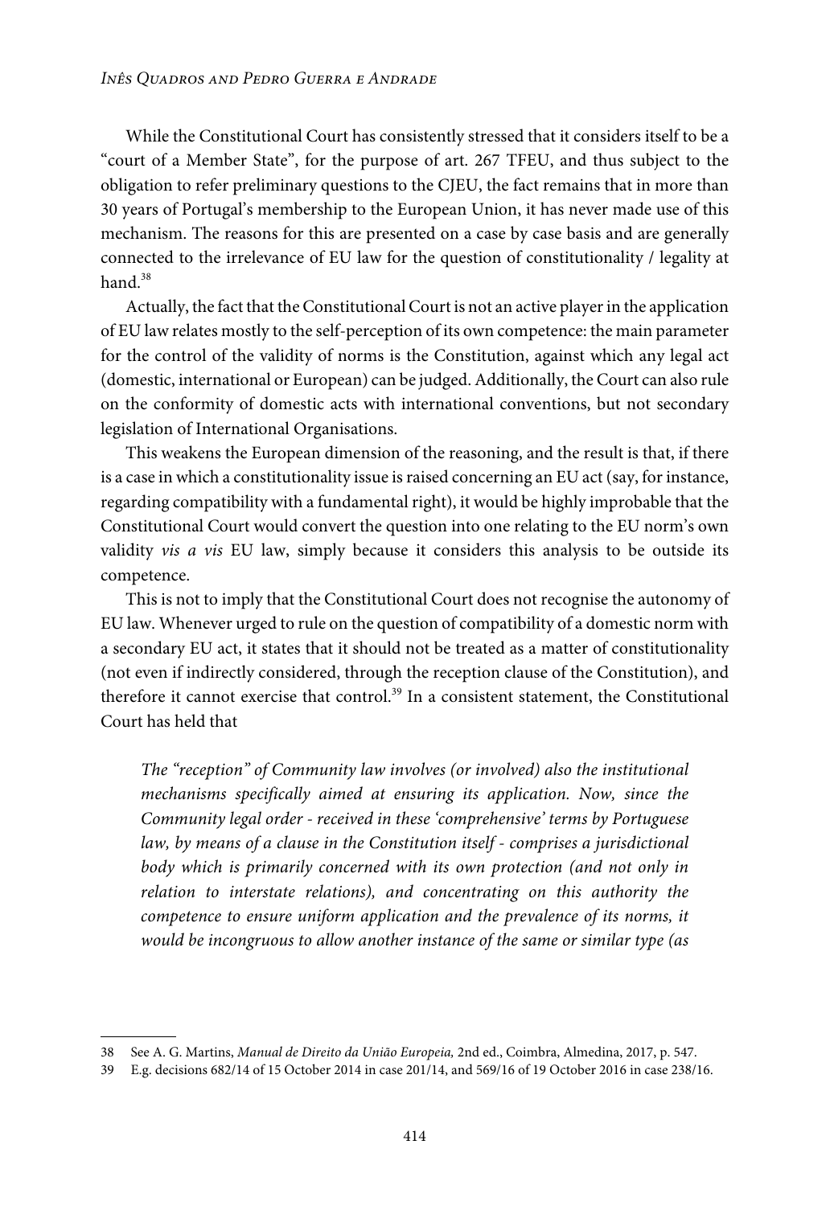While the Constitutional Court has consistently stressed that it considers itself to be a "court of a Member State", for the purpose of art. 267 TFEU, and thus subject to the obligation to refer preliminary questions to the CJEU, the fact remains that in more than 30 years of Portugal's membership to the European Union, it has never made use of this mechanism. The reasons for this are presented on a case by case basis and are generally connected to the irrelevance of EU law for the question of constitutionality / legality at hand.[38]

Actually, the fact that the Constitutional Court is not an active player in the application of EU law relates mostly to the self-perception of its own competence: the main parameter for the control of the validity of norms is the Constitution, against which any legal act (domestic, international or European) can be judged. Additionally, the Court can also rule on the conformity of domestic acts with international conventions, but not secondary legislation of International Organisations.

This weakens the European dimension of the reasoning, and the result is that, if there is a case in which a constitutionality issue is raised concerning an EU act (say, for instance, regarding compatibility with a fundamental right), it would be highly improbable that the Constitutional Court would convert the question into one relating to the EU norm's own validity *vis a vis* EU law, simply because it considers this analysis to be outside its competence.

This is not to imply that the Constitutional Court does not recognise the autonomy of EU law. Whenever urged to rule on the question of compatibility of a domestic norm with a secondary EU act, it states that it should not be treated as a matter of constitutionality (not even if indirectly considered, through the reception clause of the Constitution), and therefore it cannot exercise that control.[39] In a consistent statement, the Constitutional Court has held that

> *The "reception" of Community law involves (or involved) also the institutional mechanisms specifically aimed at ensuring its application. Now, since the Community legal order - received in these 'comprehensive' terms by Portuguese law, by means of a clause in the Constitution itself - comprises a jurisdictional body which is primarily concerned with its own protection (and not only in relation to interstate relations), and concentrating on this authority the competence to ensure uniform application and the prevalence of its norms, it would be incongruous to allow another instance of the same or similar type (as*

---

38 See A. G. Martins, *Manual de Direito da União Europeia,* 2nd ed., Coimbra, Almedina, 2017, p. 547.

39 E.g. decisions 682/14 of 15 October 2014 in case 201/14, and 569/16 of 19 October 2016 in case 238/16.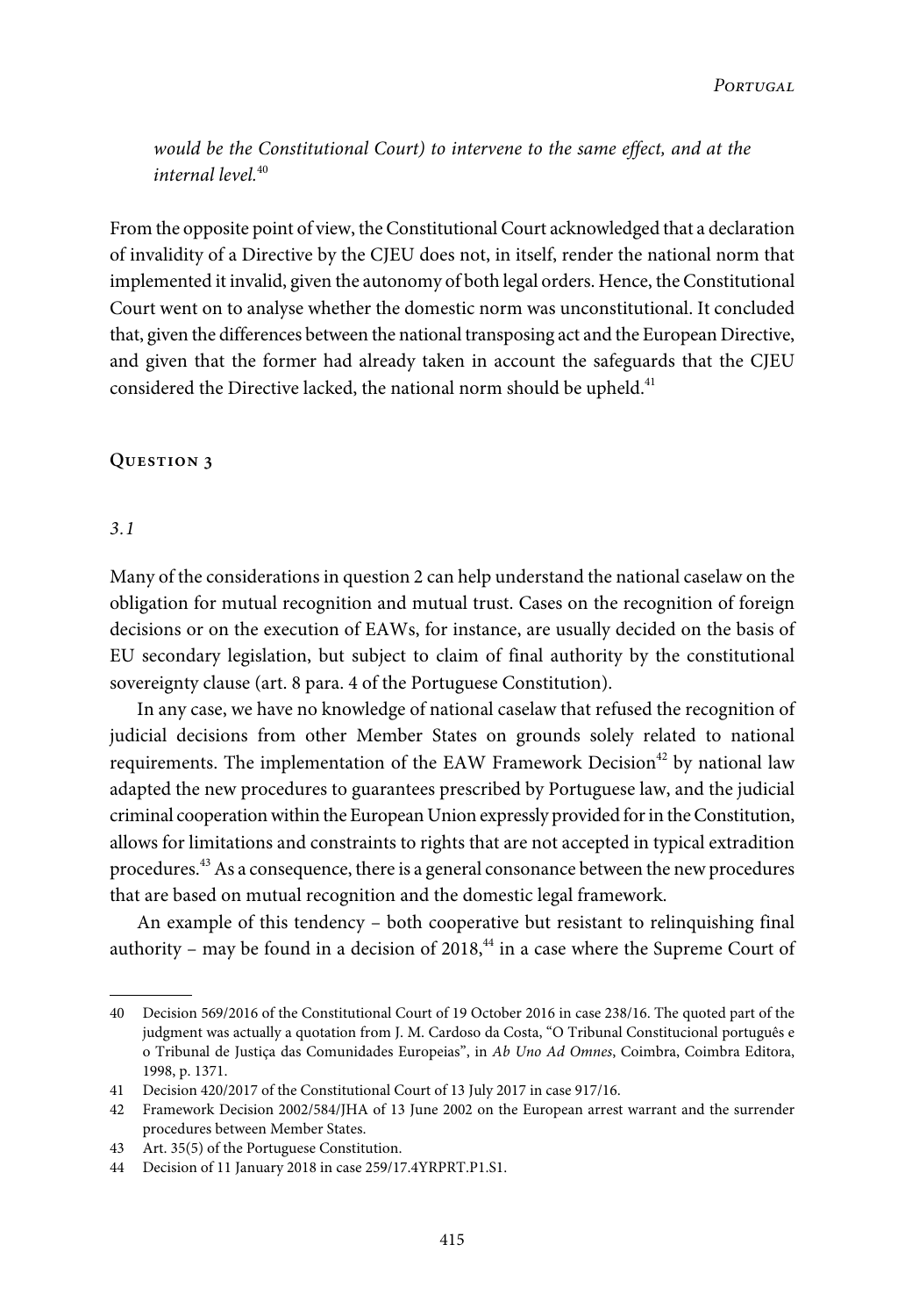*would be the Constitutional Court) to intervene to the same effect, and at the internal level.*[40]

From the opposite point of view, the Constitutional Court acknowledged that a declaration of invalidity of a Directive by the CJEU does not, in itself, render the national norm that implemented it invalid, given the autonomy of both legal orders. Hence, the Constitutional Court went on to analyse whether the domestic norm was unconstitutional. It concluded that, given the differences between the national transposing act and the European Directive, and given that the former had already taken in account the safeguards that the CJEU considered the Directive lacked, the national norm should be upheld.[41]

## Question 3

### *3.1*

Many of the considerations in question 2 can help understand the national caselaw on the obligation for mutual recognition and mutual trust. Cases on the recognition of foreign decisions or on the execution of EAWs, for instance, are usually decided on the basis of EU secondary legislation, but subject to claim of final authority by the constitutional sovereignty clause (art. 8 para. 4 of the Portuguese Constitution).

In any case, we have no knowledge of national caselaw that refused the recognition of judicial decisions from other Member States on grounds solely related to national requirements. The implementation of the EAW Framework Decision[42] by national law adapted the new procedures to guarantees prescribed by Portuguese law, and the judicial criminal cooperation within the European Union expressly provided for in the Constitution, allows for limitations and constraints to rights that are not accepted in typical extradition procedures.[43] As a consequence, there is a general consonance between the new procedures that are based on mutual recognition and the domestic legal framework.

An example of this tendency – both cooperative but resistant to relinquishing final authority – may be found in a decision of 2018,[44] in a case where the Supreme Court of

---

40 Decision 569/2016 of the Constitutional Court of 19 October 2016 in case 238/16. The quoted part of the judgment was actually a quotation from J. M. Cardoso da Costa, "O Tribunal Constitucional português e o Tribunal de Justiça das Comunidades Europeias", in *Ab Uno Ad Omnes*, Coimbra, Coimbra Editora, 1998, p. 1371.

41 Decision 420/2017 of the Constitutional Court of 13 July 2017 in case 917/16.

42 Framework Decision 2002/584/JHA of 13 June 2002 on the European arrest warrant and the surrender procedures between Member States.

43 Art. 35(5) of the Portuguese Constitution.

44 Decision of 11 January 2018 in case 259/17.4YRPRT.P1.S1.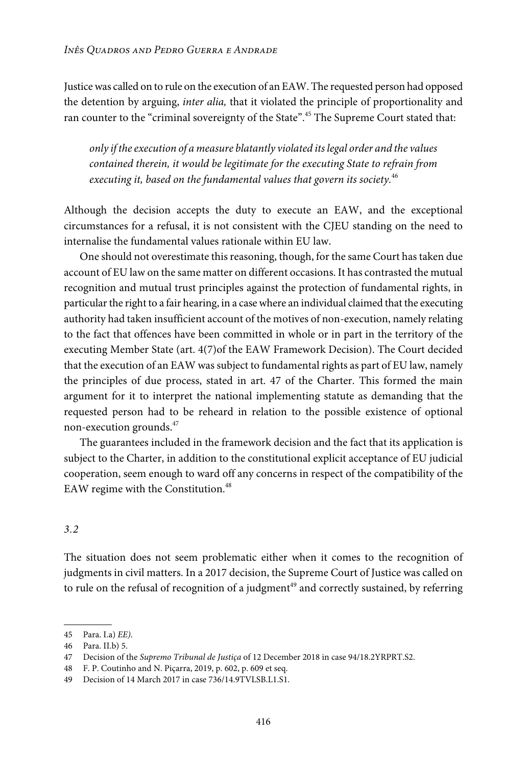Justice was called on to rule on the execution of an EAW. The requested person had opposed the detention by arguing, *inter alia,* that it violated the principle of proportionality and ran counter to the "criminal sovereignty of the State".[45] The Supreme Court stated that:

> *only if the execution of a measure blatantly violated its legal order and the values contained therein, it would be legitimate for the executing State to refrain from executing it, based on the fundamental values that govern its society.*[46]

Although the decision accepts the duty to execute an EAW, and the exceptional circumstances for a refusal, it is not consistent with the CJEU standing on the need to internalise the fundamental values rationale within EU law.

One should not overestimate this reasoning, though, for the same Court has taken due account of EU law on the same matter on different occasions. It has contrasted the mutual recognition and mutual trust principles against the protection of fundamental rights, in particular the right to a fair hearing, in a case where an individual claimed that the executing authority had taken insufficient account of the motives of non-execution, namely relating to the fact that offences have been committed in whole or in part in the territory of the executing Member State (art. 4(7)of the EAW Framework Decision). The Court decided that the execution of an EAW was subject to fundamental rights as part of EU law, namely the principles of due process, stated in art. 47 of the Charter. This formed the main argument for it to interpret the national implementing statute as demanding that the requested person had to be reheard in relation to the possible existence of optional non-execution grounds.[47]

The guarantees included in the framework decision and the fact that its application is subject to the Charter, in addition to the constitutional explicit acceptance of EU judicial cooperation, seem enough to ward off any concerns in respect of the compatibility of the EAW regime with the Constitution.[48]

### *3.2*

The situation does not seem problematic either when it comes to the recognition of judgments in civil matters. In a 2017 decision, the Supreme Court of Justice was called on to rule on the refusal of recognition of a judgment[49] and correctly sustained, by referring

---

45 Para. I.a) *EE).*

46 Para. II.b) 5.

47 Decision of the *Supremo Tribunal de Justiça* of 12 December 2018 in case 94/18.2YRPRT.S2.

48 F. P. Coutinho and N. Piçarra, 2019, p. 602, p. 609 et seq.

49 Decision of 14 March 2017 in case 736/14.9TVLSB.L1.S1.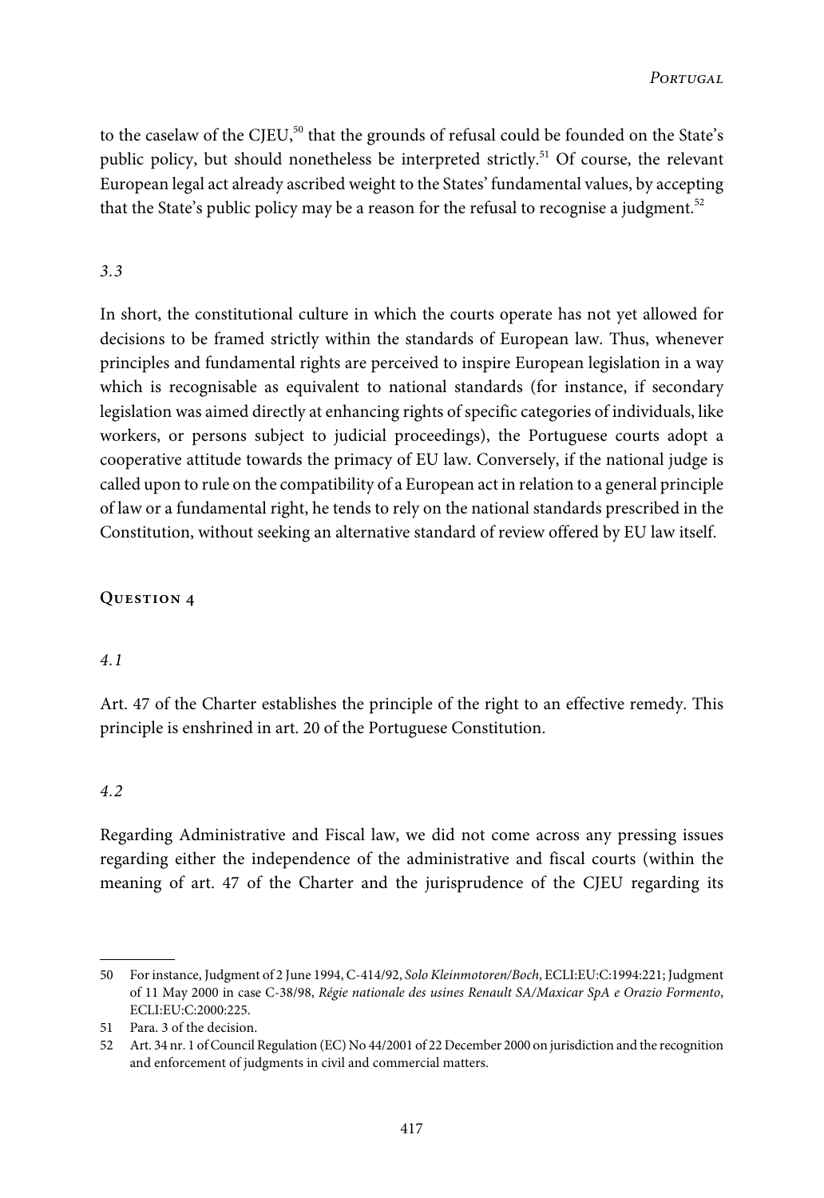to the caselaw of the CJEU,[50] that the grounds of refusal could be founded on the State's public policy, but should nonetheless be interpreted strictly.[51] Of course, the relevant European legal act already ascribed weight to the States' fundamental values, by accepting that the State's public policy may be a reason for the refusal to recognise a judgment.[52]

*3.3*

In short, the constitutional culture in which the courts operate has not yet allowed for decisions to be framed strictly within the standards of European law. Thus, whenever principles and fundamental rights are perceived to inspire European legislation in a way which is recognisable as equivalent to national standards (for instance, if secondary legislation was aimed directly at enhancing rights of specific categories of individuals, like workers, or persons subject to judicial proceedings), the Portuguese courts adopt a cooperative attitude towards the primacy of EU law. Conversely, if the national judge is called upon to rule on the compatibility of a European act in relation to a general principle of law or a fundamental right, he tends to rely on the national standards prescribed in the Constitution, without seeking an alternative standard of review offered by EU law itself.

## Question 4

*4.1*

Art. 47 of the Charter establishes the principle of the right to an effective remedy. This principle is enshrined in art. 20 of the Portuguese Constitution.

*4.2*

Regarding Administrative and Fiscal law, we did not come across any pressing issues regarding either the independence of the administrative and fiscal courts (within the meaning of art. 47 of the Charter and the jurisprudence of the CJEU regarding its

---

50 For instance, Judgment of 2 June 1994, C-414/92, *Solo Kleinmotoren/Boch*, ECLI:EU:C:1994:221; Judgment of 11 May 2000 in case C-38/98, *Régie nationale des usines Renault SA/Maxicar SpA e Orazio Formento*, ECLI:EU:C:2000:225.

51 Para. 3 of the decision.

52 Art. 34 nr. 1 of Council Regulation (EC) No 44/2001 of 22 December 2000 on jurisdiction and the recognition and enforcement of judgments in civil and commercial matters.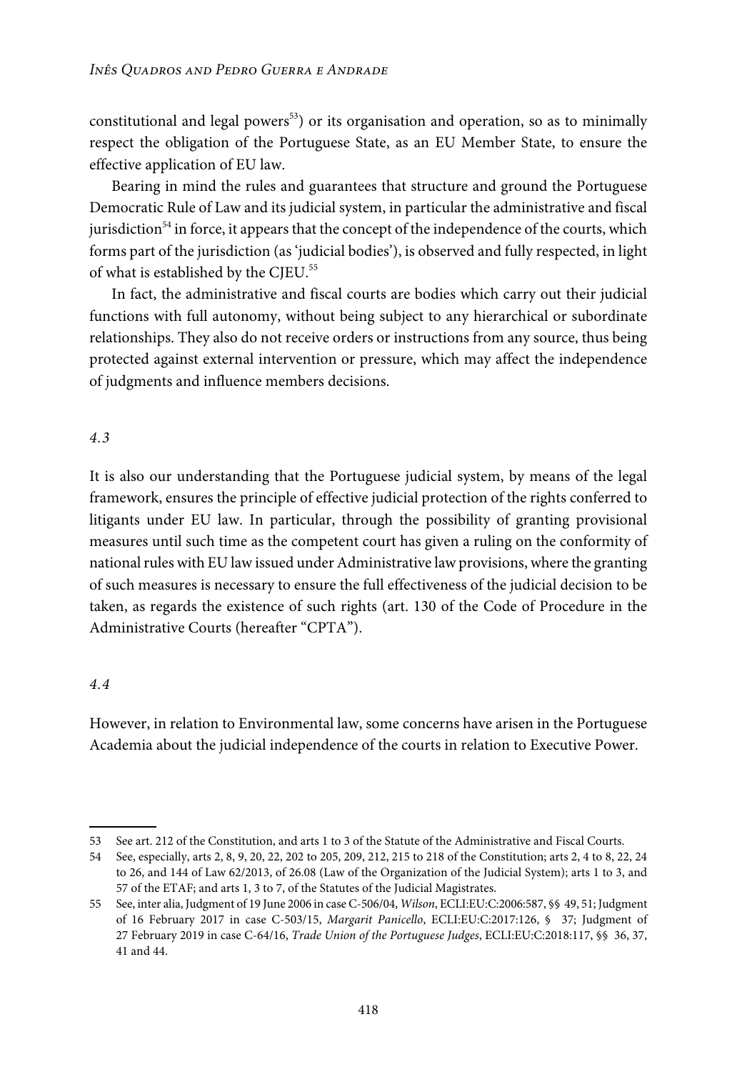constitutional and legal powers[53]) or its organisation and operation, so as to minimally respect the obligation of the Portuguese State, as an EU Member State, to ensure the effective application of EU law.

Bearing in mind the rules and guarantees that structure and ground the Portuguese Democratic Rule of Law and its judicial system, in particular the administrative and fiscal jurisdiction[54] in force, it appears that the concept of the independence of the courts, which forms part of the jurisdiction (as 'judicial bodies'), is observed and fully respected, in light of what is established by the CJEU.[55]

In fact, the administrative and fiscal courts are bodies which carry out their judicial functions with full autonomy, without being subject to any hierarchical or subordinate relationships. They also do not receive orders or instructions from any source, thus being protected against external intervention or pressure, which may affect the independence of judgments and influence members decisions.

### *4.3*

It is also our understanding that the Portuguese judicial system, by means of the legal framework, ensures the principle of effective judicial protection of the rights conferred to litigants under EU law. In particular, through the possibility of granting provisional measures until such time as the competent court has given a ruling on the conformity of national rules with EU law issued under Administrative law provisions, where the granting of such measures is necessary to ensure the full effectiveness of the judicial decision to be taken, as regards the existence of such rights (art. 130 of the Code of Procedure in the Administrative Courts (hereafter "CPTA").

### *4.4*

However, in relation to Environmental law, some concerns have arisen in the Portuguese Academia about the judicial independence of the courts in relation to Executive Power.

---

53 See art. 212 of the Constitution, and arts 1 to 3 of the Statute of the Administrative and Fiscal Courts.

54 See, especially, arts 2, 8, 9, 20, 22, 202 to 205, 209, 212, 215 to 218 of the Constitution; arts 2, 4 to 8, 22, 24 to 26, and 144 of Law 62/2013, of 26.08 (Law of the Organization of the Judicial System); arts 1 to 3, and 57 of the ETAF; and arts 1, 3 to 7, of the Statutes of the Judicial Magistrates.

55 See, inter alia, Judgment of 19 June 2006 in case C-506/04, *Wilson*, ECLI:EU:C:2006:587, §§ 49, 51; Judgment of 16 February 2017 in case C-503/15, *Margarit Panicello*, ECLI:EU:C:2017:126, § 37; Judgment of 27 February 2019 in case C-64/16, *Trade Union of the Portuguese Judges*, ECLI:EU:C:2018:117, §§ 36, 37, 41 and 44.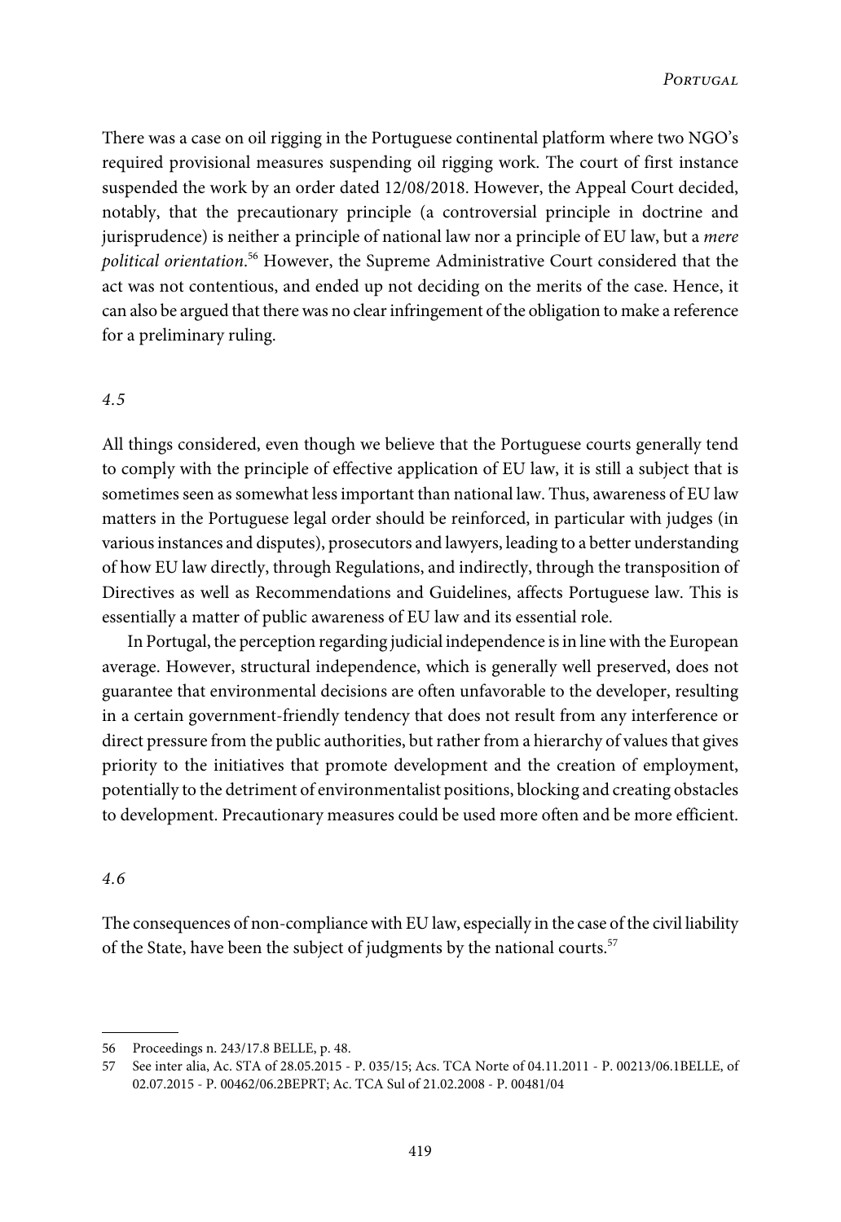There was a case on oil rigging in the Portuguese continental platform where two NGO's required provisional measures suspending oil rigging work. The court of first instance suspended the work by an order dated 12/08/2018. However, the Appeal Court decided, notably, that the precautionary principle (a controversial principle in doctrine and jurisprudence) is neither a principle of national law nor a principle of EU law, but a *mere political orientation*.[56] However, the Supreme Administrative Court considered that the act was not contentious, and ended up not deciding on the merits of the case. Hence, it can also be argued that there was no clear infringement of the obligation to make a reference for a preliminary ruling.

### *4.5*

All things considered, even though we believe that the Portuguese courts generally tend to comply with the principle of effective application of EU law, it is still a subject that is sometimes seen as somewhat less important than national law. Thus, awareness of EU law matters in the Portuguese legal order should be reinforced, in particular with judges (in various instances and disputes), prosecutors and lawyers, leading to a better understanding of how EU law directly, through Regulations, and indirectly, through the transposition of Directives as well as Recommendations and Guidelines, affects Portuguese law. This is essentially a matter of public awareness of EU law and its essential role.

In Portugal, the perception regarding judicial independence is in line with the European average. However, structural independence, which is generally well preserved, does not guarantee that environmental decisions are often unfavorable to the developer, resulting in a certain government-friendly tendency that does not result from any interference or direct pressure from the public authorities, but rather from a hierarchy of values that gives priority to the initiatives that promote development and the creation of employment, potentially to the detriment of environmentalist positions, blocking and creating obstacles to development. Precautionary measures could be used more often and be more efficient.

### *4.6*

The consequences of non-compliance with EU law, especially in the case of the civil liability of the State, have been the subject of judgments by the national courts.[57]

---

56 Proceedings n. 243/17.8 BELLE, p. 48.

57 See inter alia, Ac. STA of 28.05.2015 - P. 035/15; Acs. TCA Norte of 04.11.2011 - P. 00213/06.1BELLE, of 02.07.2015 - P. 00462/06.2BEPRT; Ac. TCA Sul of 21.02.2008 - P. 00481/04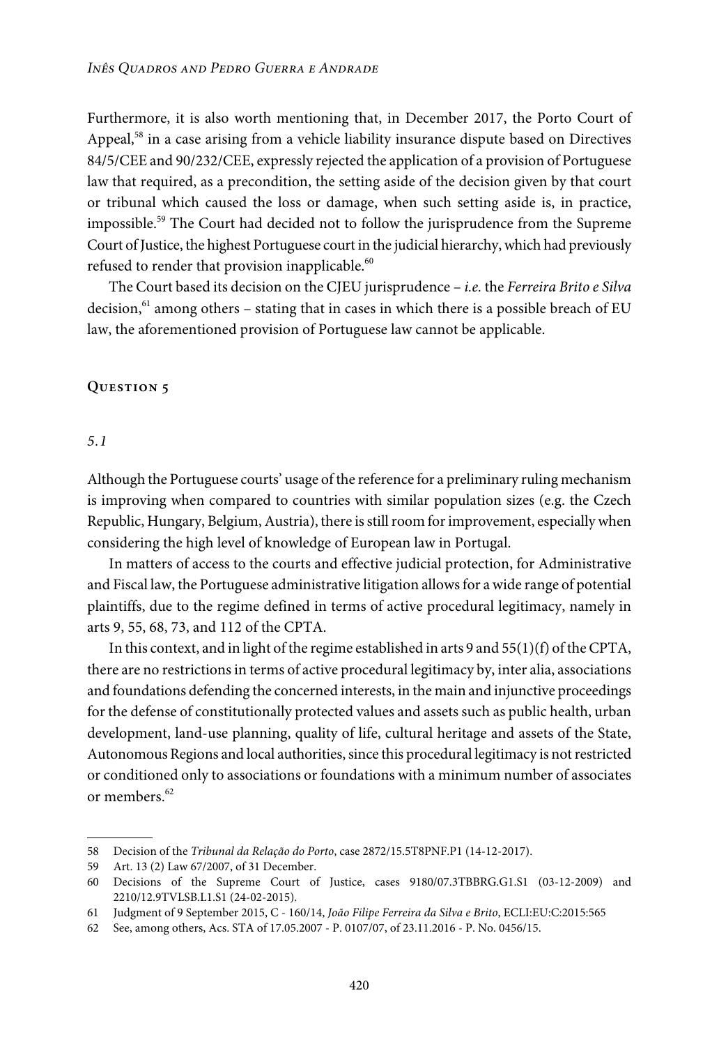Furthermore, it is also worth mentioning that, in December 2017, the Porto Court of Appeal,[58] in a case arising from a vehicle liability insurance dispute based on Directives 84/5/CEE and 90/232/CEE, expressly rejected the application of a provision of Portuguese law that required, as a precondition, the setting aside of the decision given by that court or tribunal which caused the loss or damage, when such setting aside is, in practice, impossible.[59] The Court had decided not to follow the jurisprudence from the Supreme Court of Justice, the highest Portuguese court in the judicial hierarchy, which had previously refused to render that provision inapplicable.[60]

The Court based its decision on the CJEU jurisprudence – *i.e.* the *Ferreira Brito e Silva* decision,[61] among others – stating that in cases in which there is a possible breach of EU law, the aforementioned provision of Portuguese law cannot be applicable.

## Question 5

### *5.1*

Although the Portuguese courts' usage of the reference for a preliminary ruling mechanism is improving when compared to countries with similar population sizes (e.g. the Czech Republic, Hungary, Belgium, Austria), there is still room for improvement, especially when considering the high level of knowledge of European law in Portugal.

In matters of access to the courts and effective judicial protection, for Administrative and Fiscal law, the Portuguese administrative litigation allows for a wide range of potential plaintiffs, due to the regime defined in terms of active procedural legitimacy, namely in arts 9, 55, 68, 73, and 112 of the CPTA.

In this context, and in light of the regime established in arts 9 and 55(1)(f) of the CPTA, there are no restrictions in terms of active procedural legitimacy by, inter alia, associations and foundations defending the concerned interests, in the main and injunctive proceedings for the defense of constitutionally protected values and assets such as public health, urban development, land-use planning, quality of life, cultural heritage and assets of the State, Autonomous Regions and local authorities, since this procedural legitimacy is not restricted or conditioned only to associations or foundations with a minimum number of associates or members.[62]

---

58 Decision of the *Tribunal da Relação do Porto*, case 2872/15.5T8PNF.P1 (14-12-2017).

59 Art. 13 (2) Law 67/2007, of 31 December.

60 Decisions of the Supreme Court of Justice, cases 9180/07.3TBBRG.G1.S1 (03-12-2009) and 2210/12.9TVLSB.L1.S1 (24-02-2015).

61 Judgment of 9 September 2015, C - 160/14, *João Filipe Ferreira da Silva e Brito*, ECLI:EU:C:2015:565

62 See, among others, Acs. STA of 17.05.2007 - P. 0107/07, of 23.11.2016 - P. No. 0456/15.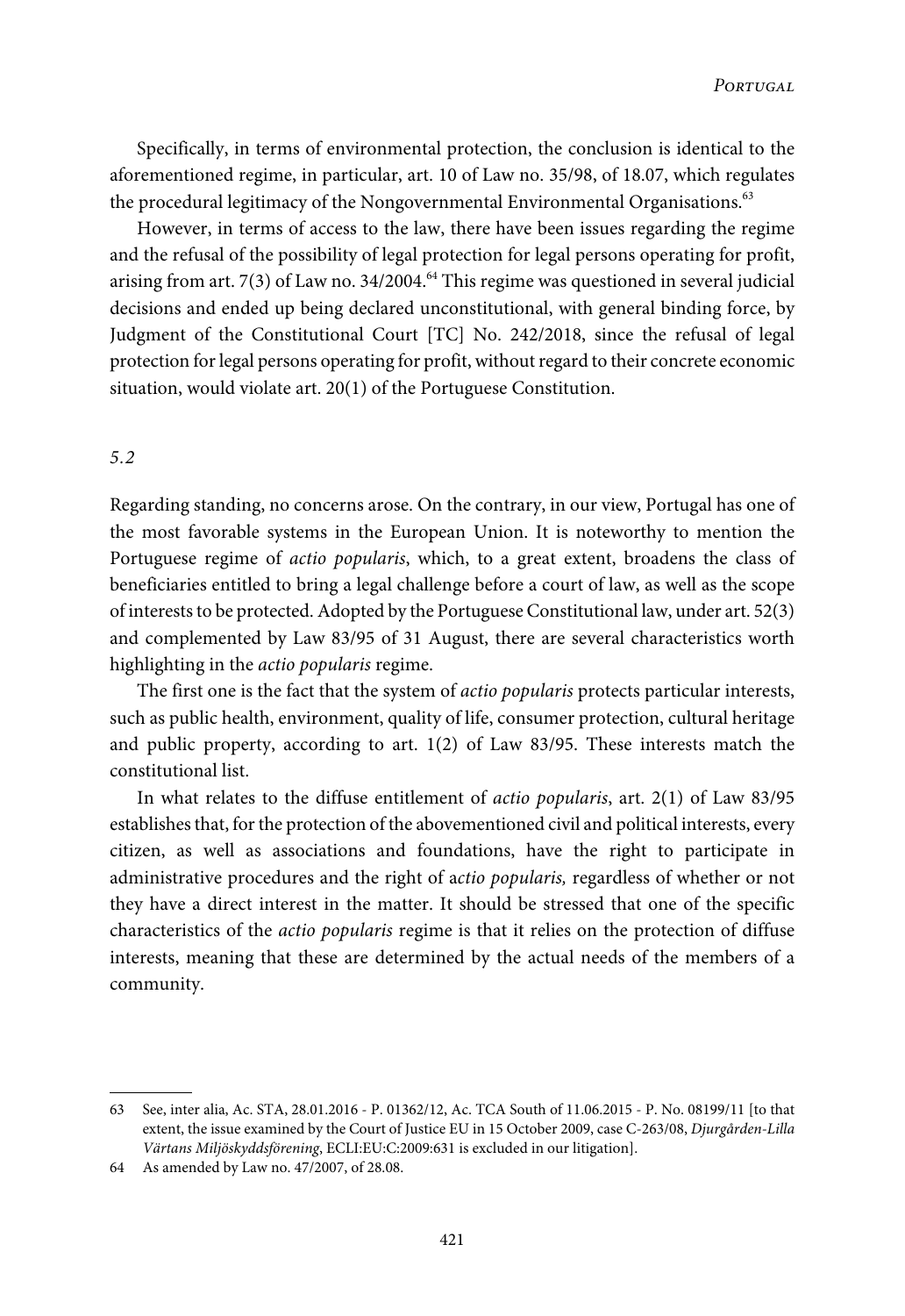Specifically, in terms of environmental protection, the conclusion is identical to the aforementioned regime, in particular, art. 10 of Law no. 35/98, of 18.07, which regulates the procedural legitimacy of the Nongovernmental Environmental Organisations.[63]

However, in terms of access to the law, there have been issues regarding the regime and the refusal of the possibility of legal protection for legal persons operating for profit, arising from art. 7(3) of Law no. 34/2004.[64] This regime was questioned in several judicial decisions and ended up being declared unconstitutional, with general binding force, by Judgment of the Constitutional Court [TC] No. 242/2018, since the refusal of legal protection for legal persons operating for profit, without regard to their concrete economic situation, would violate art. 20(1) of the Portuguese Constitution.

### *5.2*

Regarding standing, no concerns arose. On the contrary, in our view, Portugal has one of the most favorable systems in the European Union. It is noteworthy to mention the Portuguese regime of *actio popularis*, which, to a great extent, broadens the class of beneficiaries entitled to bring a legal challenge before a court of law, as well as the scope of interests to be protected. Adopted by the Portuguese Constitutional law, under art. 52(3) and complemented by Law 83/95 of 31 August, there are several characteristics worth highlighting in the *actio popularis* regime.

The first one is the fact that the system of *actio popularis* protects particular interests, such as public health, environment, quality of life, consumer protection, cultural heritage and public property, according to art. 1(2) of Law 83/95. These interests match the constitutional list.

In what relates to the diffuse entitlement of *actio popularis*, art. 2(1) of Law 83/95 establishes that, for the protection of the abovementioned civil and political interests, every citizen, as well as associations and foundations, have the right to participate in administrative procedures and the right of a*ctio popularis,* regardless of whether or not they have a direct interest in the matter. It should be stressed that one of the specific characteristics of the *actio popularis* regime is that it relies on the protection of diffuse interests, meaning that these are determined by the actual needs of the members of a community.

---

63 See, inter alia, Ac. STA, 28.01.2016 - P. 01362/12, Ac. TCA South of 11.06.2015 - P. No. 08199/11 [to that extent, the issue examined by the Court of Justice EU in 15 October 2009, case C-263/08, *Djurgården-Lilla Värtans Miljöskyddsförening*, ECLI:EU:C:2009:631 is excluded in our litigation].

64 As amended by Law no. 47/2007, of 28.08.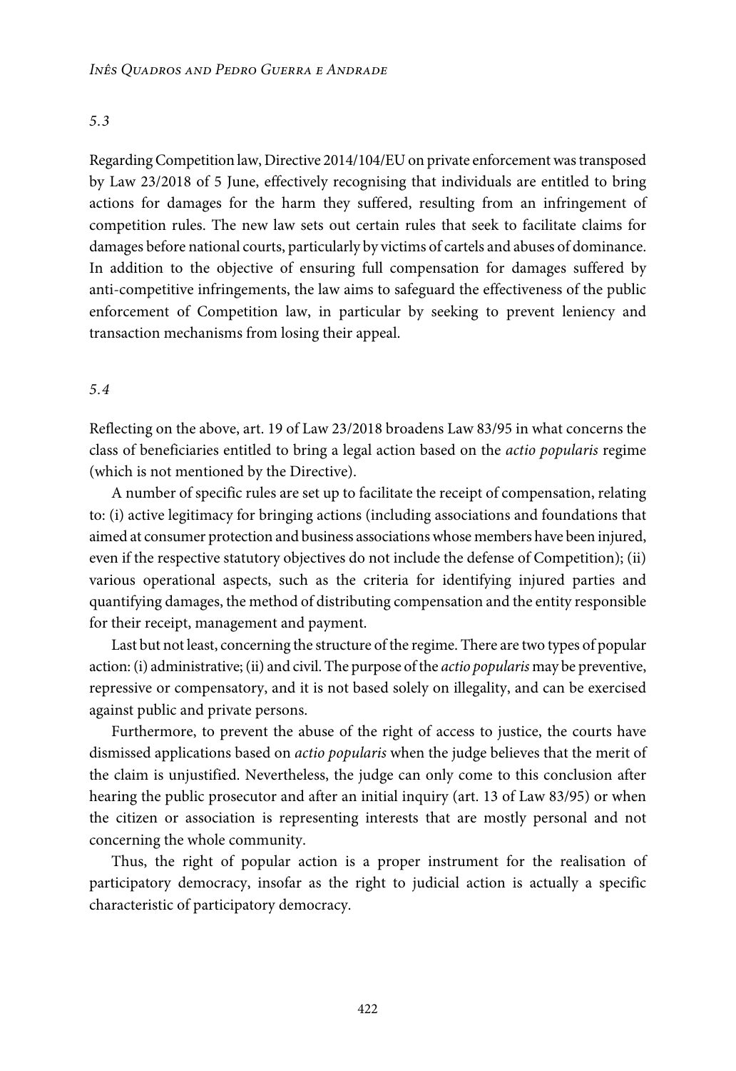*5.3*

Regarding Competition law, Directive 2014/104/EU on private enforcement was transposed by Law 23/2018 of 5 June, effectively recognising that individuals are entitled to bring actions for damages for the harm they suffered, resulting from an infringement of competition rules. The new law sets out certain rules that seek to facilitate claims for damages before national courts, particularly by victims of cartels and abuses of dominance. In addition to the objective of ensuring full compensation for damages suffered by anti-competitive infringements, the law aims to safeguard the effectiveness of the public enforcement of Competition law, in particular by seeking to prevent leniency and transaction mechanisms from losing their appeal.

*5.4*

Reflecting on the above, art. 19 of Law 23/2018 broadens Law 83/95 in what concerns the class of beneficiaries entitled to bring a legal action based on the *actio popularis* regime (which is not mentioned by the Directive).

A number of specific rules are set up to facilitate the receipt of compensation, relating to: (i) active legitimacy for bringing actions (including associations and foundations that aimed at consumer protection and business associations whose members have been injured, even if the respective statutory objectives do not include the defense of Competition); (ii) various operational aspects, such as the criteria for identifying injured parties and quantifying damages, the method of distributing compensation and the entity responsible for their receipt, management and payment.

Last but not least, concerning the structure of the regime. There are two types of popular action: (i) administrative; (ii) and civil. The purpose of the *actio popularis* may be preventive, repressive or compensatory, and it is not based solely on illegality, and can be exercised against public and private persons.

Furthermore, to prevent the abuse of the right of access to justice, the courts have dismissed applications based on *actio popularis* when the judge believes that the merit of the claim is unjustified. Nevertheless, the judge can only come to this conclusion after hearing the public prosecutor and after an initial inquiry (art. 13 of Law 83/95) or when the citizen or association is representing interests that are mostly personal and not concerning the whole community.

Thus, the right of popular action is a proper instrument for the realisation of participatory democracy, insofar as the right to judicial action is actually a specific characteristic of participatory democracy.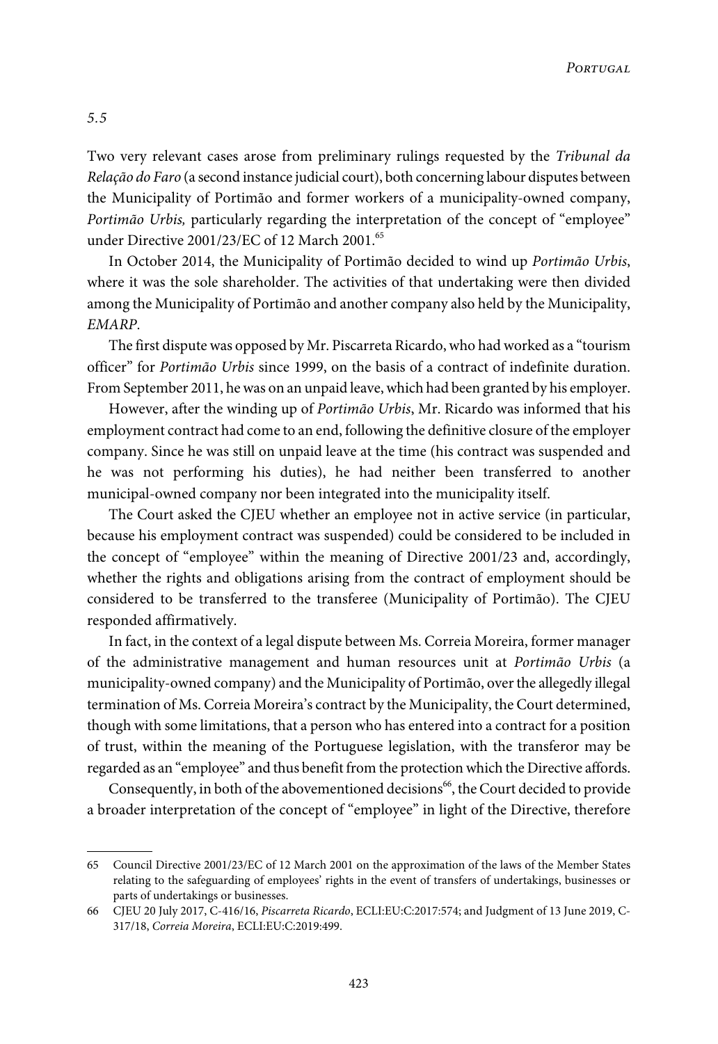*5.5*

Two very relevant cases arose from preliminary rulings requested by the *Tribunal da Relação do Faro* (a second instance judicial court), both concerning labour disputes between the Municipality of Portimão and former workers of a municipality-owned company, *Portimão Urbis,* particularly regarding the interpretation of the concept of "employee" under Directive 2001/23/EC of 12 March 2001.[65]

In October 2014, the Municipality of Portimão decided to wind up *Portimão Urbis*, where it was the sole shareholder. The activities of that undertaking were then divided among the Municipality of Portimão and another company also held by the Municipality, *EMARP*.

The first dispute was opposed by Mr. Piscarreta Ricardo, who had worked as a "tourism officer" for *Portimão Urbis* since 1999, on the basis of a contract of indefinite duration. From September 2011, he was on an unpaid leave, which had been granted by his employer.

However, after the winding up of *Portimão Urbis*, Mr. Ricardo was informed that his employment contract had come to an end, following the definitive closure of the employer company. Since he was still on unpaid leave at the time (his contract was suspended and he was not performing his duties), he had neither been transferred to another municipal-owned company nor been integrated into the municipality itself.

The Court asked the CJEU whether an employee not in active service (in particular, because his employment contract was suspended) could be considered to be included in the concept of "employee" within the meaning of Directive 2001/23 and, accordingly, whether the rights and obligations arising from the contract of employment should be considered to be transferred to the transferee (Municipality of Portimão). The CJEU responded affirmatively.

In fact, in the context of a legal dispute between Ms. Correia Moreira, former manager of the administrative management and human resources unit at *Portimão Urbis* (a municipality-owned company) and the Municipality of Portimão, over the allegedly illegal termination of Ms. Correia Moreira's contract by the Municipality, the Court determined, though with some limitations, that a person who has entered into a contract for a position of trust, within the meaning of the Portuguese legislation, with the transferor may be regarded as an "employee" and thus benefit from the protection which the Directive affords.

Consequently, in both of the abovementioned decisions[66], the Court decided to provide a broader interpretation of the concept of "employee" in light of the Directive, therefore

---

65 Council Directive 2001/23/EC of 12 March 2001 on the approximation of the laws of the Member States relating to the safeguarding of employees' rights in the event of transfers of undertakings, businesses or parts of undertakings or businesses.

66 CJEU 20 July 2017, C-416/16, *Piscarreta Ricardo*, ECLI:EU:C:2017:574; and Judgment of 13 June 2019, C-317/18, *Correia Moreira*, ECLI:EU:C:2019:499.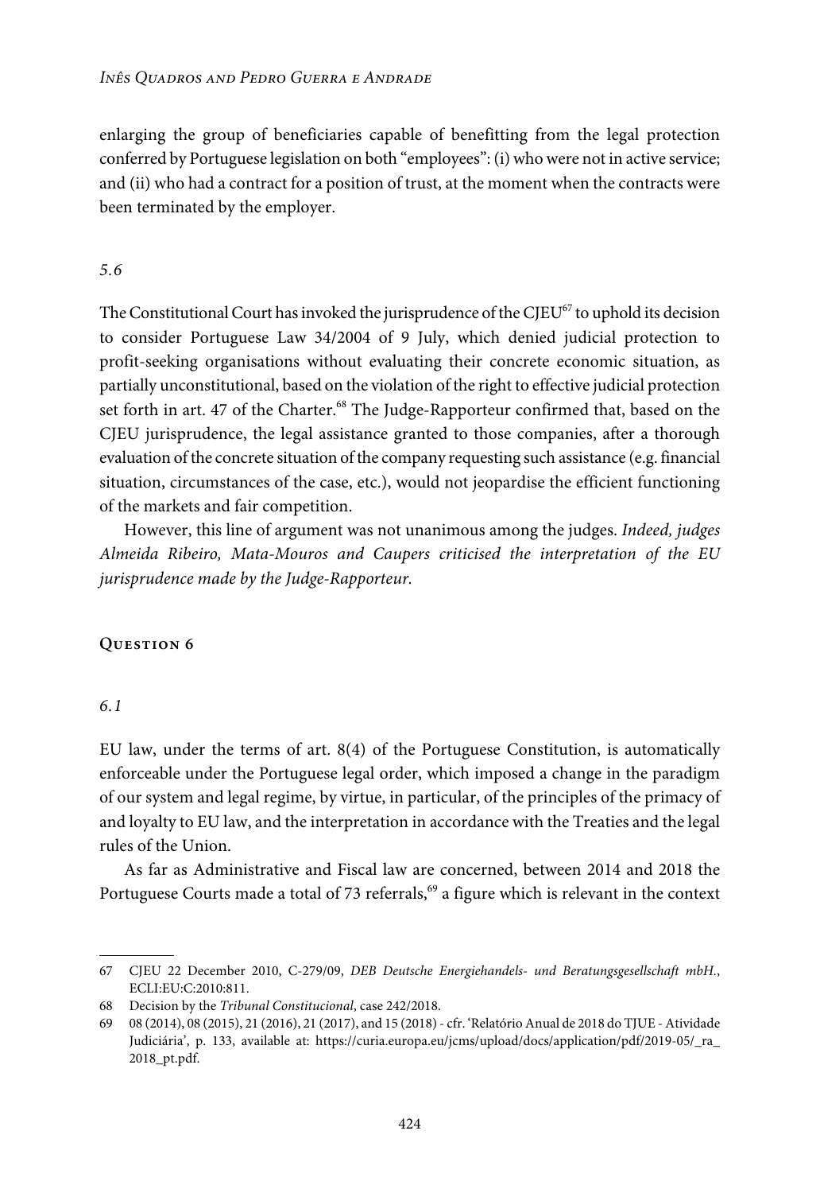enlarging the group of beneficiaries capable of benefitting from the legal protection conferred by Portuguese legislation on both "employees": (i) who were not in active service; and (ii) who had a contract for a position of trust, at the moment when the contracts were been terminated by the employer.

*5.6*

The Constitutional Court has invoked the jurisprudence of the CJEU[67] to uphold its decision to consider Portuguese Law 34/2004 of 9 July, which denied judicial protection to profit-seeking organisations without evaluating their concrete economic situation, as partially unconstitutional, based on the violation of the right to effective judicial protection set forth in art. 47 of the Charter.[68] The Judge-Rapporteur confirmed that, based on the CJEU jurisprudence, the legal assistance granted to those companies, after a thorough evaluation of the concrete situation of the company requesting such assistance (e.g. financial situation, circumstances of the case, etc.), would not jeopardise the efficient functioning of the markets and fair competition.

However, this line of argument was not unanimous among the judges. *Indeed, judges Almeida Ribeiro, Mata-Mouros and Caupers criticised the interpretation of the EU jurisprudence made by the Judge-Rapporteur.*

## Question 6

*6.1*

EU law, under the terms of art. 8(4) of the Portuguese Constitution, is automatically enforceable under the Portuguese legal order, which imposed a change in the paradigm of our system and legal regime, by virtue, in particular, of the principles of the primacy of and loyalty to EU law, and the interpretation in accordance with the Treaties and the legal rules of the Union.

As far as Administrative and Fiscal law are concerned, between 2014 and 2018 the Portuguese Courts made a total of 73 referrals,[69] a figure which is relevant in the context

---

67 CJEU 22 December 2010, C-279/09, *DEB Deutsche Energiehandels- und Beratungsgesellschaft mbH.*, ECLI:EU:C:2010:811.

68 Decision by the *Tribunal Constitucional*, case 242/2018.

69 08 (2014), 08 (2015), 21 (2016), 21 (2017), and 15 (2018) - cfr. 'Relatório Anual de 2018 do TJUE - Atividade Judiciária', p. 133, available at: https://curia.europa.eu/jcms/upload/docs/application/pdf/2019-05/_ra_2018_pt.pdf.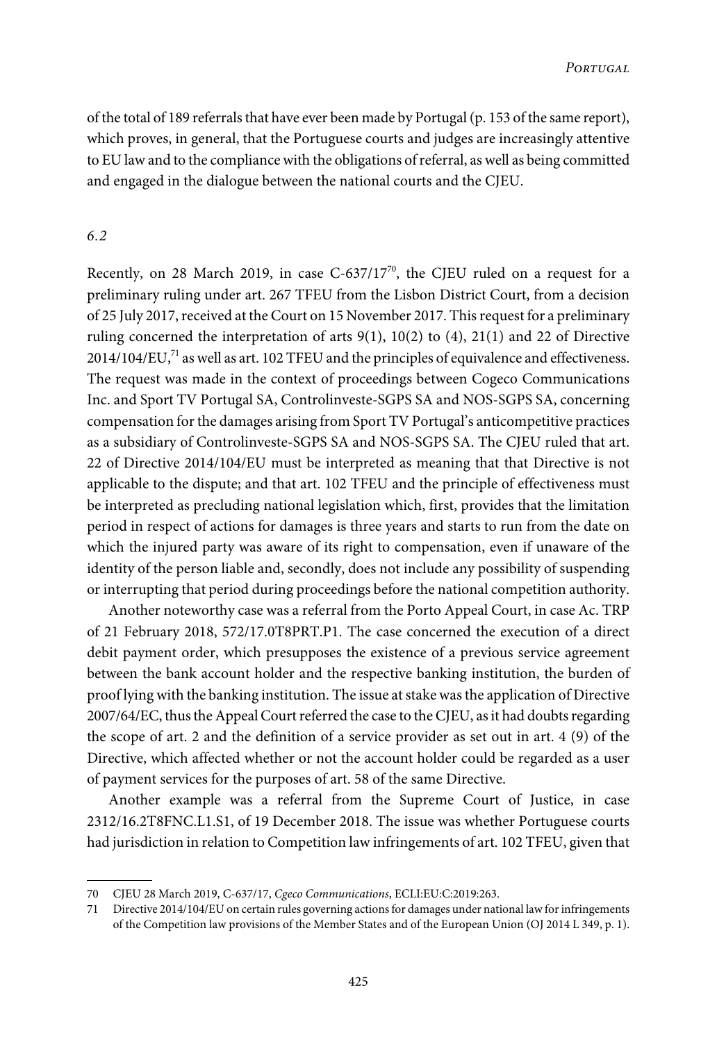of the total of 189 referrals that have ever been made by Portugal (p. 153 of the same report), which proves, in general, that the Portuguese courts and judges are increasingly attentive to EU law and to the compliance with the obligations of referral, as well as being committed and engaged in the dialogue between the national courts and the CJEU.

### *6.2*

Recently, on 28 March 2019, in case C-637/17[70], the CJEU ruled on a request for a preliminary ruling under art. 267 TFEU from the Lisbon District Court, from a decision of 25 July 2017, received at the Court on 15 November 2017. This request for a preliminary ruling concerned the interpretation of arts 9(1), 10(2) to (4), 21(1) and 22 of Directive 2014/104/EU,[71] as well as art. 102 TFEU and the principles of equivalence and effectiveness. The request was made in the context of proceedings between Cogeco Communications Inc. and Sport TV Portugal SA, Controlinveste-SGPS SA and NOS-SGPS SA, concerning compensation for the damages arising from Sport TV Portugal's anticompetitive practices as a subsidiary of Controlinveste-SGPS SA and NOS-SGPS SA. The CJEU ruled that art. 22 of Directive 2014/104/EU must be interpreted as meaning that that Directive is not applicable to the dispute; and that art. 102 TFEU and the principle of effectiveness must be interpreted as precluding national legislation which, first, provides that the limitation period in respect of actions for damages is three years and starts to run from the date on which the injured party was aware of its right to compensation, even if unaware of the identity of the person liable and, secondly, does not include any possibility of suspending or interrupting that period during proceedings before the national competition authority.

Another noteworthy case was a referral from the Porto Appeal Court, in case Ac. TRP of 21 February 2018, 572/17.0T8PRT.P1. The case concerned the execution of a direct debit payment order, which presupposes the existence of a previous service agreement between the bank account holder and the respective banking institution, the burden of proof lying with the banking institution. The issue at stake was the application of Directive 2007/64/EC, thus the Appeal Court referred the case to the CJEU, as it had doubts regarding the scope of art. 2 and the definition of a service provider as set out in art. 4 (9) of the Directive, which affected whether or not the account holder could be regarded as a user of payment services for the purposes of art. 58 of the same Directive.

Another example was a referral from the Supreme Court of Justice, in case 2312/16.2T8FNC.L1.S1, of 19 December 2018. The issue was whether Portuguese courts had jurisdiction in relation to Competition law infringements of art. 102 TFEU, given that

---

70 CJEU 28 March 2019, C-637/17, *Cgeco Communications*, ECLI:EU:C:2019:263.

71 Directive 2014/104/EU on certain rules governing actions for damages under national law for infringements of the Competition law provisions of the Member States and of the European Union (OJ 2014 L 349, p. 1).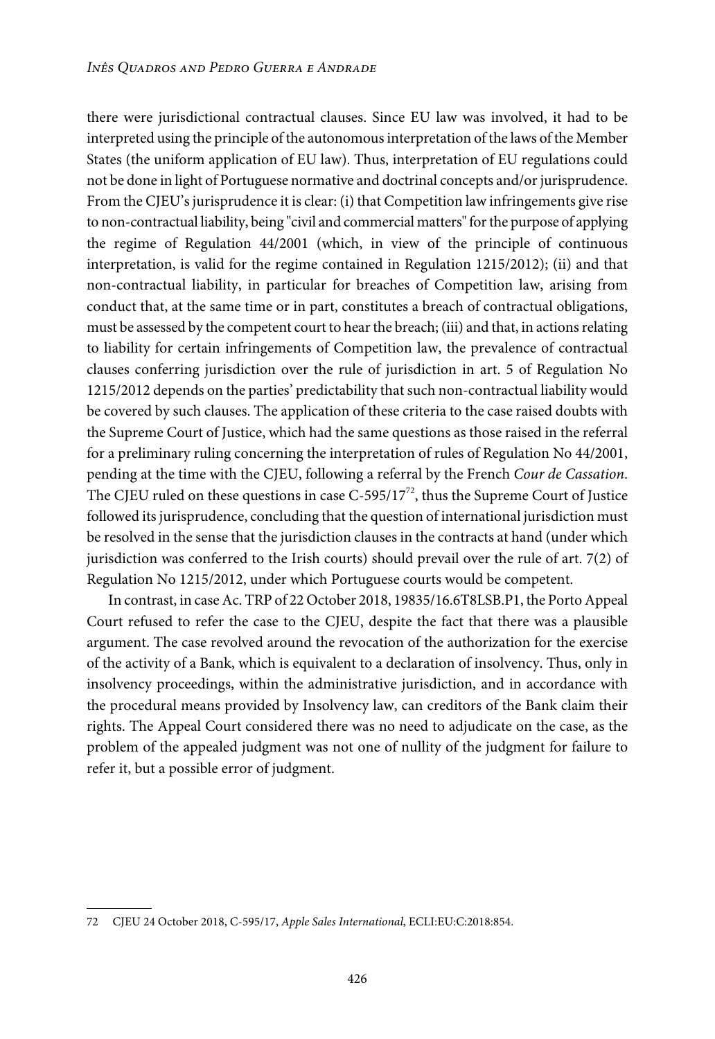there were jurisdictional contractual clauses. Since EU law was involved, it had to be interpreted using the principle of the autonomous interpretation of the laws of the Member States (the uniform application of EU law). Thus, interpretation of EU regulations could not be done in light of Portuguese normative and doctrinal concepts and/or jurisprudence. From the CJEU's jurisprudence it is clear: (i) that Competition law infringements give rise to non-contractual liability, being "civil and commercial matters" for the purpose of applying the regime of Regulation 44/2001 (which, in view of the principle of continuous interpretation, is valid for the regime contained in Regulation 1215/2012); (ii) and that non-contractual liability, in particular for breaches of Competition law, arising from conduct that, at the same time or in part, constitutes a breach of contractual obligations, must be assessed by the competent court to hear the breach; (iii) and that, in actions relating to liability for certain infringements of Competition law, the prevalence of contractual clauses conferring jurisdiction over the rule of jurisdiction in art. 5 of Regulation No 1215/2012 depends on the parties' predictability that such non-contractual liability would be covered by such clauses. The application of these criteria to the case raised doubts with the Supreme Court of Justice, which had the same questions as those raised in the referral for a preliminary ruling concerning the interpretation of rules of Regulation No 44/2001, pending at the time with the CJEU, following a referral by the French *Cour de Cassation*. The CJEU ruled on these questions in case C-595/17[72], thus the Supreme Court of Justice followed its jurisprudence, concluding that the question of international jurisdiction must be resolved in the sense that the jurisdiction clauses in the contracts at hand (under which jurisdiction was conferred to the Irish courts) should prevail over the rule of art. 7(2) of Regulation No 1215/2012, under which Portuguese courts would be competent.

In contrast, in case Ac. TRP of 22 October 2018, 19835/16.6T8LSB.P1, the Porto Appeal Court refused to refer the case to the CJEU, despite the fact that there was a plausible argument. The case revolved around the revocation of the authorization for the exercise of the activity of a Bank, which is equivalent to a declaration of insolvency. Thus, only in insolvency proceedings, within the administrative jurisdiction, and in accordance with the procedural means provided by Insolvency law, can creditors of the Bank claim their rights. The Appeal Court considered there was no need to adjudicate on the case, as the problem of the appealed judgment was not one of nullity of the judgment for failure to refer it, but a possible error of judgment.

---

72 CJEU 24 October 2018, C-595/17, *Apple Sales International*, ECLI:EU:C:2018:854.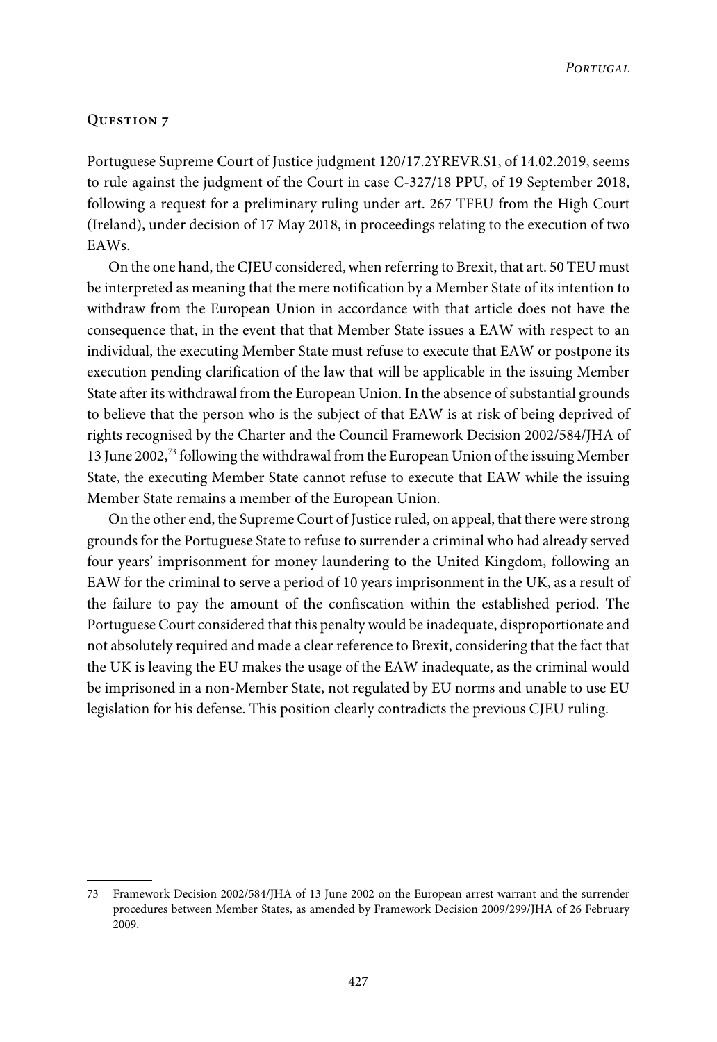### Question 7

Portuguese Supreme Court of Justice judgment 120/17.2YREVR.S1, of 14.02.2019, seems to rule against the judgment of the Court in case C-327/18 PPU, of 19 September 2018, following a request for a preliminary ruling under art. 267 TFEU from the High Court (Ireland), under decision of 17 May 2018, in proceedings relating to the execution of two EAWs.

On the one hand, the CJEU considered, when referring to Brexit, that art. 50 TEU must be interpreted as meaning that the mere notification by a Member State of its intention to withdraw from the European Union in accordance with that article does not have the consequence that, in the event that that Member State issues a EAW with respect to an individual, the executing Member State must refuse to execute that EAW or postpone its execution pending clarification of the law that will be applicable in the issuing Member State after its withdrawal from the European Union. In the absence of substantial grounds to believe that the person who is the subject of that EAW is at risk of being deprived of rights recognised by the Charter and the Council Framework Decision 2002/584/JHA of 13 June 2002,[73] following the withdrawal from the European Union of the issuing Member State, the executing Member State cannot refuse to execute that EAW while the issuing Member State remains a member of the European Union.

On the other end, the Supreme Court of Justice ruled, on appeal, that there were strong grounds for the Portuguese State to refuse to surrender a criminal who had already served four years' imprisonment for money laundering to the United Kingdom, following an EAW for the criminal to serve a period of 10 years imprisonment in the UK, as a result of the failure to pay the amount of the confiscation within the established period. The Portuguese Court considered that this penalty would be inadequate, disproportionate and not absolutely required and made a clear reference to Brexit, considering that the fact that the UK is leaving the EU makes the usage of the EAW inadequate, as the criminal would be imprisoned in a non-Member State, not regulated by EU norms and unable to use EU legislation for his defense. This position clearly contradicts the previous CJEU ruling.

73 Framework Decision 2002/584/JHA of 13 June 2002 on the European arrest warrant and the surrender procedures between Member States, as amended by Framework Decision 2009/299/JHA of 26 February 2009.